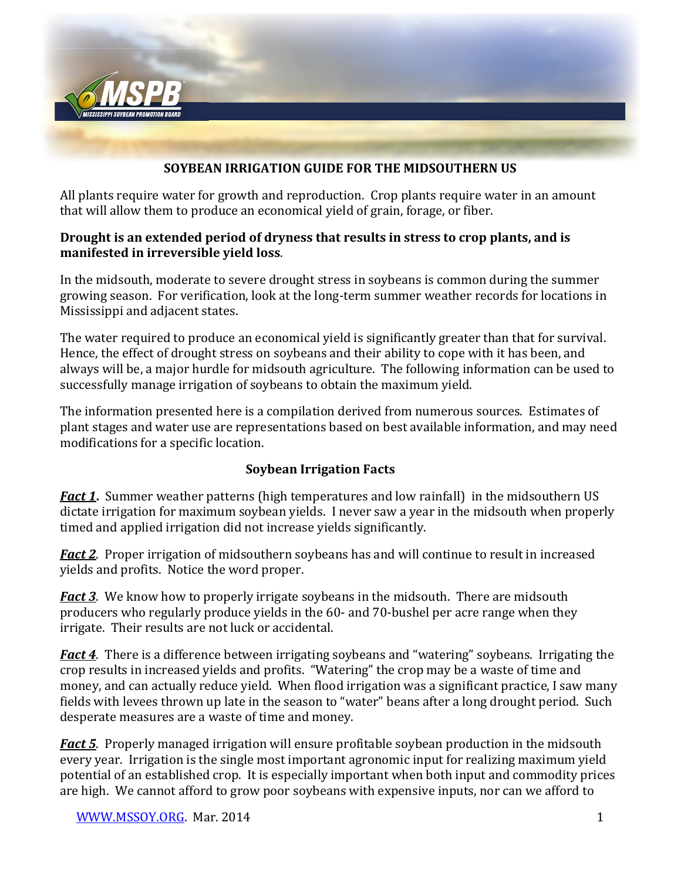# SOYBEAN IRRIGATION GUIDE FOR THE MIDSOUTHERN US

All plants require water for growth and reproduction. Crop plants require water in an amount that will allow them to produce an economical yield of grain, forage, or fiber.

**Drought is an extended period of dryness that results in stress to crop plants, and is manifested in irreversible yield loss**.

In the midsouth, moderate to severe drought stress in soybeans is common during the summer growing season. For verification, look at the long-term summer weather records for locations in Mississippi and adjacent states.

The water required to produce an economical yield is significantly greater than that for survival. Hence, the effect of drought stress on soybeans and their ability to cope with it has been, and always will be, a major hurdle for midsouth agriculture. The following information can be used to successfully manage irrigation of soybeans to obtain the maximum yield.

The information presented here is a compilation derived from numerous sources. Estimates of plant stages and water use are representations based on best available information, and may need modifications for a specific location.

## Soybean Irrigation Facts

***Fact 1*.** Summer weather patterns (high temperatures and low rainfall) in the midsouthern US dictate irrigation for maximum soybean yields. I never saw a year in the midsouth when properly timed and applied irrigation did not increase yields significantly.

***Fact 2***. Proper irrigation of midsouthern soybeans has and will continue to result in increased yields and profits. Notice the word proper.

***Fact 3***. We know how to properly irrigate soybeans in the midsouth. There are midsouth producers who regularly produce yields in the 60- and 70-bushel per acre range when they irrigate. Their results are not luck or accidental.

***Fact 4***. There is a difference between irrigating soybeans and "watering" soybeans. Irrigating the crop results in increased yields and profits. "Watering" the crop may be a waste of time and money, and can actually reduce yield. When flood irrigation was a significant practice, I saw many fields with levees thrown up late in the season to "water" beans after a long drought period. Such desperate measures are a waste of time and money.

***Fact 5***. Properly managed irrigation will ensure profitable soybean production in the midsouth every year. Irrigation is the single most important agronomic input for realizing maximum yield potential of an established crop. It is especially important when both input and commodity prices are high. We cannot afford to grow poor soybeans with expensive inputs, nor can we afford to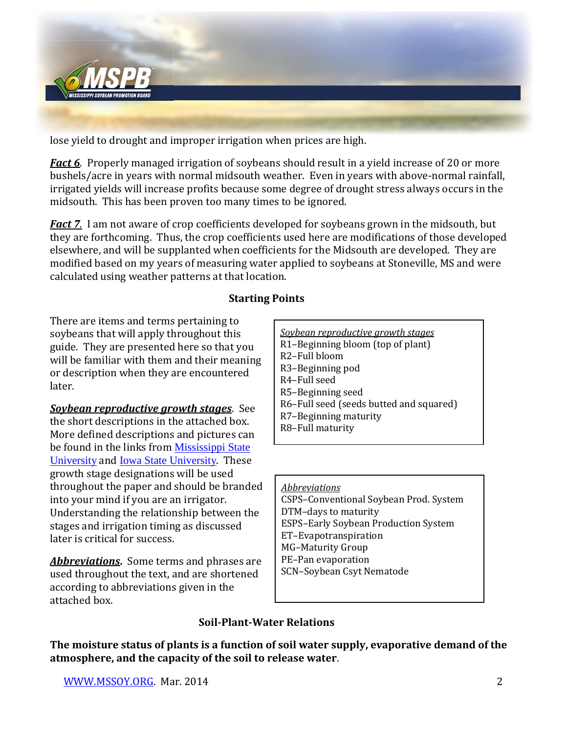lose yield to drought and improper irrigation when prices are high.

***Fact 6***. Properly managed irrigation of soybeans should result in a yield increase of 20 or more bushels/acre in years with normal midsouth weather. Even in years with above-normal rainfall, irrigated yields will increase profits because some degree of drought stress always occurs in the midsouth. This has been proven too many times to be ignored.

***Fact 7***. I am not aware of crop coefficients developed for soybeans grown in the midsouth, but they are forthcoming. Thus, the crop coefficients used here are modifications of those developed elsewhere, and will be supplanted when coefficients for the Midsouth are developed. They are modified based on my years of measuring water applied to soybeans at Stoneville, MS and were calculated using weather patterns at that location.

## Starting Points

There are items and terms pertaining to soybeans that will apply throughout this guide. They are presented here so that you will be familiar with them and their meaning or description when they are encountered later.

***Soybean reproductive growth stages***. See the short descriptions in the attached box. More defined descriptions and pictures can be found in the links from Mississippi State University and Iowa State University. These growth stage designations will be used throughout the paper and should be branded into your mind if you are an irrigator. Understanding the relationship between the stages and irrigation timing as discussed later is critical for success.

*Soybean reproductive growth stages*
- R1–Beginning bloom (top of plant)
- R2–Full bloom
- R3–Beginning pod
- R4–Full seed
- R5–Beginning seed
- R6–Full seed (seeds butted and squared)
- R7–Beginning maturity
- R8–Full maturity

***Abbreviations*.** Some terms and phrases are used throughout the text, and are shortened according to abbreviations given in the attached box.

*Abbreviations*
- CSPS–Conventional Soybean Prod. System
- DTM–days to maturity
- ESPS–Early Soybean Production System
- ET–Evapotranspiration
- MG–Maturity Group
- PE–Pan evaporation
- SCN–Soybean Csyt Nematode

## Soil-Plant-Water Relations

**The moisture status of plants is a function of soil water supply, evaporative demand of the atmosphere, and the capacity of the soil to release water**.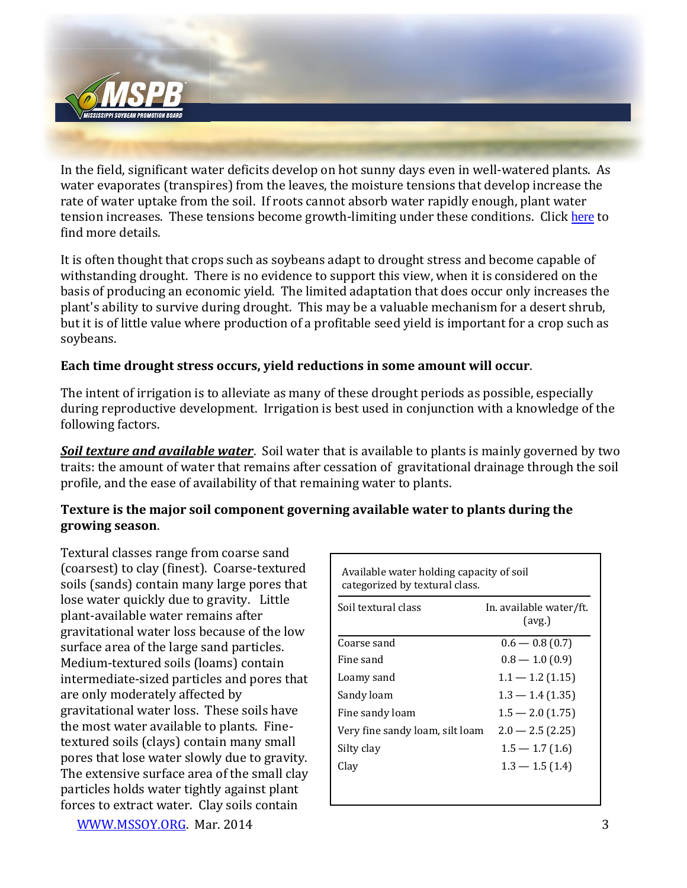In the field, significant water deficits develop on hot sunny days even in well-watered plants. As water evaporates (transpires) from the leaves, the moisture tensions that develop increase the rate of water uptake from the soil. If roots cannot absorb water rapidly enough, plant water tension increases. These tensions become growth-limiting under these conditions. Click [here](#) to find more details.

It is often thought that crops such as soybeans adapt to drought stress and become capable of withstanding drought. There is no evidence to support this view, when it is considered on the basis of producing an economic yield. The limited adaptation that does occur only increases the plant's ability to survive during drought. This may be a valuable mechanism for a desert shrub, but it is of little value where production of a profitable seed yield is important for a crop such as soybeans.

**Each time drought stress occurs, yield reductions in some amount will occur**.

The intent of irrigation is to alleviate as many of these drought periods as possible, especially during reproductive development. Irrigation is best used in conjunction with a knowledge of the following factors.

***Soil texture and available water***. Soil water that is available to plants is mainly governed by two traits: the amount of water that remains after cessation of gravitational drainage through the soil profile, and the ease of availability of that remaining water to plants.

**Texture is the major soil component governing available water to plants during the growing season**.

Available water holding capacity of soil categorized by textural class.

| Soil textural class | In. available water/ft. (avg.) |
|---|---|
| Coarse sand | 0.6 — 0.8 (0.7) |
| Fine sand | 0.8 — 1.0 (0.9) |
| Loamy sand | 1.1 — 1.2 (1.15) |
| Sandy loam | 1.3 — 1.4 (1.35) |
| Fine sandy loam | 1.5 — 2.0 (1.75) |
| Very fine sandy loam, silt loam | 2.0 — 2.5 (2.25) |
| Silty clay | 1.5 — 1.7 (1.6) |
| Clay | 1.3 — 1.5 (1.4) |

Textural classes range from coarse sand (coarsest) to clay (finest). Coarse-textured soils (sands) contain many large pores that lose water quickly due to gravity. Little plant-available water remains after gravitational water loss because of the low surface area of the large sand particles. Medium-textured soils (loams) contain intermediate-sized particles and pores that are only moderately affected by gravitational water loss. These soils have the most water available to plants. Fine-textured soils (clays) contain many small pores that lose water slowly due to gravity. The extensive surface area of the small clay particles holds water tightly against plant forces to extract water. Clay soils contain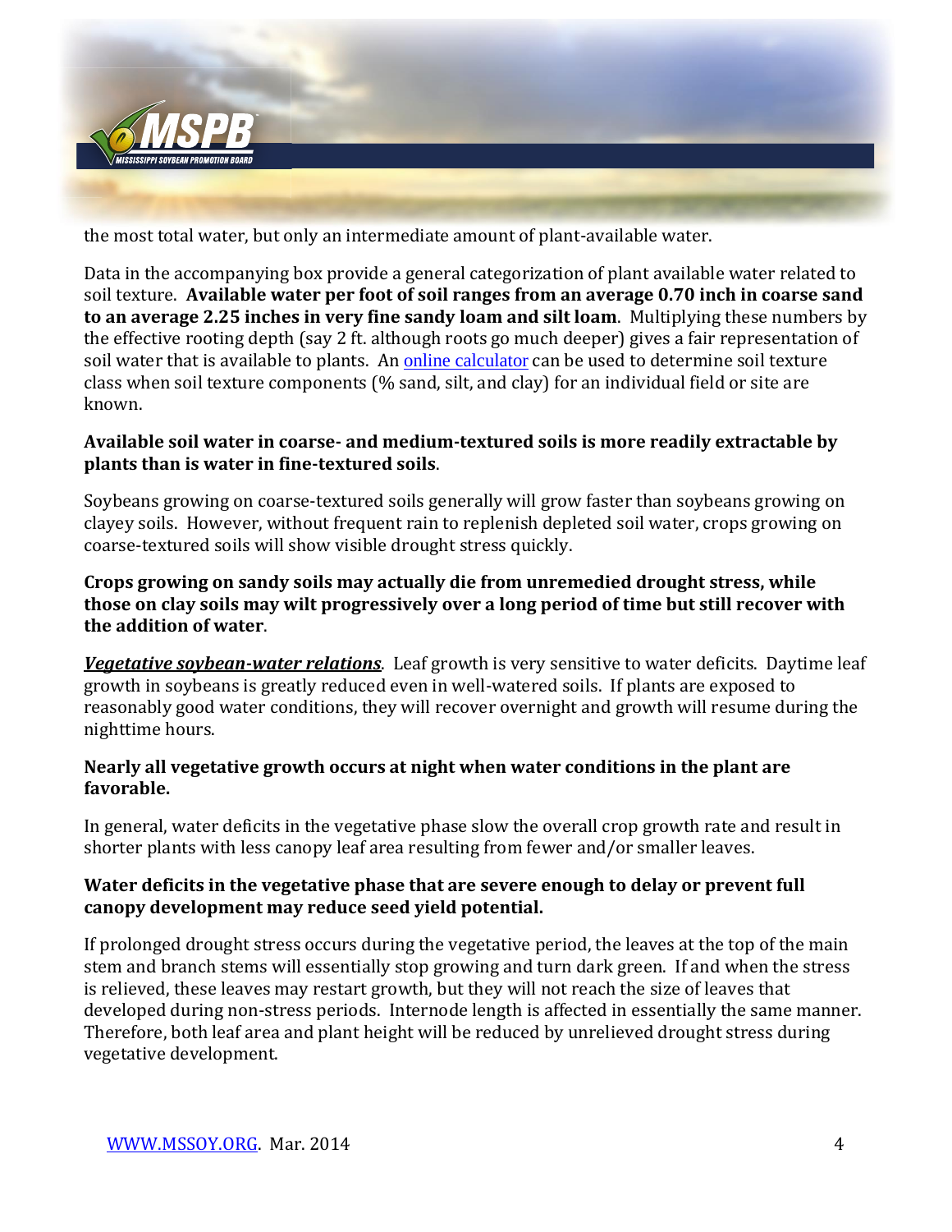the most total water, but only an intermediate amount of plant-available water.

Data in the accompanying box provide a general categorization of plant available water related to soil texture. **Available water per foot of soil ranges from an average 0.70 inch in coarse sand to an average 2.25 inches in very fine sandy loam and silt loam**. Multiplying these numbers by the effective rooting depth (say 2 ft. although roots go much deeper) gives a fair representation of soil water that is available to plants. An [online calculator]() can be used to determine soil texture class when soil texture components (% sand, silt, and clay) for an individual field or site are known.

**Available soil water in coarse- and medium-textured soils is more readily extractable by plants than is water in fine-textured soils**.

Soybeans growing on coarse-textured soils generally will grow faster than soybeans growing on clayey soils. However, without frequent rain to replenish depleted soil water, crops growing on coarse-textured soils will show visible drought stress quickly.

**Crops growing on sandy soils may actually die from unremedied drought stress, while those on clay soils may wilt progressively over a long period of time but still recover with the addition of water**.

***Vegetative soybean-water relations***. Leaf growth is very sensitive to water deficits. Daytime leaf growth in soybeans is greatly reduced even in well-watered soils. If plants are exposed to reasonably good water conditions, they will recover overnight and growth will resume during the nighttime hours.

**Nearly all vegetative growth occurs at night when water conditions in the plant are favorable.**

In general, water deficits in the vegetative phase slow the overall crop growth rate and result in shorter plants with less canopy leaf area resulting from fewer and/or smaller leaves.

**Water deficits in the vegetative phase that are severe enough to delay or prevent full canopy development may reduce seed yield potential.**

If prolonged drought stress occurs during the vegetative period, the leaves at the top of the main stem and branch stems will essentially stop growing and turn dark green. If and when the stress is relieved, these leaves may restart growth, but they will not reach the size of leaves that developed during non-stress periods. Internode length is affected in essentially the same manner. Therefore, both leaf area and plant height will be reduced by unrelieved drought stress during vegetative development.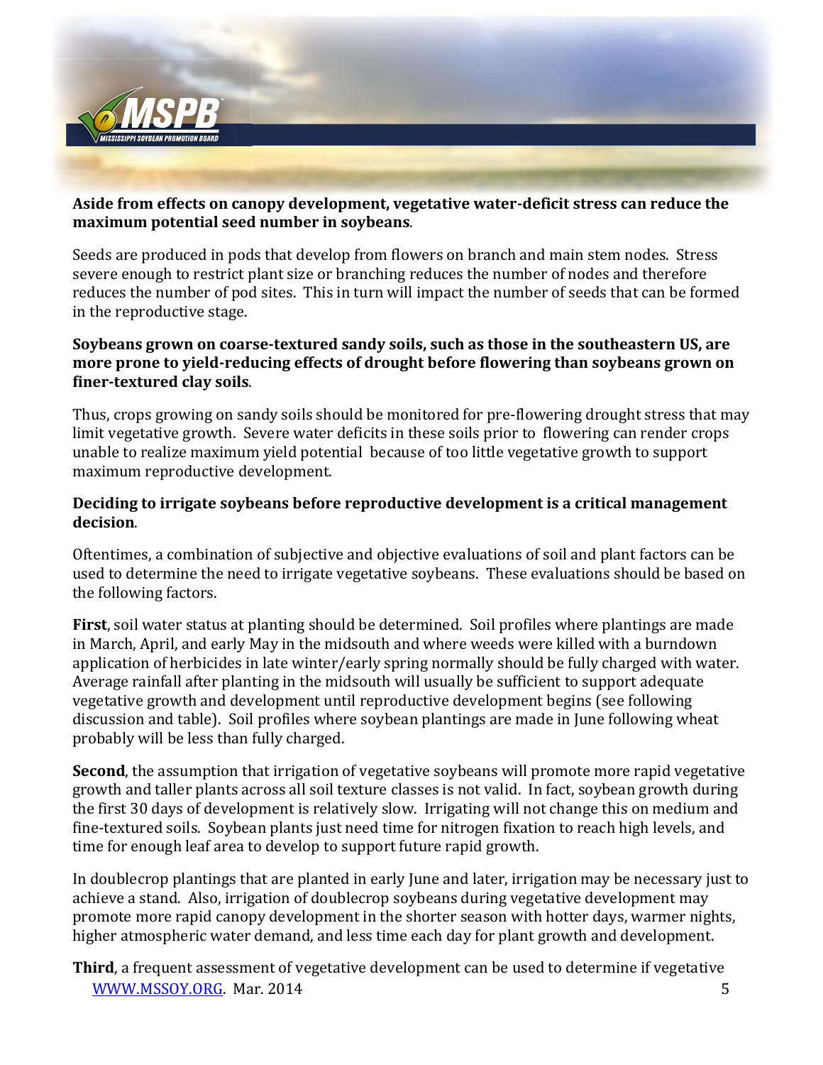**Aside from effects on canopy development, vegetative water-deficit stress can reduce the maximum potential seed number in soybeans**.

Seeds are produced in pods that develop from flowers on branch and main stem nodes. Stress severe enough to restrict plant size or branching reduces the number of nodes and therefore reduces the number of pod sites. This in turn will impact the number of seeds that can be formed in the reproductive stage.

**Soybeans grown on coarse-textured sandy soils, such as those in the southeastern US, are more prone to yield-reducing effects of drought before flowering than soybeans grown on finer-textured clay soils**.

Thus, crops growing on sandy soils should be monitored for pre-flowering drought stress that may limit vegetative growth. Severe water deficits in these soils prior to flowering can render crops unable to realize maximum yield potential because of too little vegetative growth to support maximum reproductive development.

**Deciding to irrigate soybeans before reproductive development is a critical management decision**.

Oftentimes, a combination of subjective and objective evaluations of soil and plant factors can be used to determine the need to irrigate vegetative soybeans. These evaluations should be based on the following factors.

**First**, soil water status at planting should be determined. Soil profiles where plantings are made in March, April, and early May in the midsouth and where weeds were killed with a burndown application of herbicides in late winter/early spring normally should be fully charged with water. Average rainfall after planting in the midsouth will usually be sufficient to support adequate vegetative growth and development until reproductive development begins (see following discussion and table). Soil profiles where soybean plantings are made in June following wheat probably will be less than fully charged.

**Second**, the assumption that irrigation of vegetative soybeans will promote more rapid vegetative growth and taller plants across all soil texture classes is not valid. In fact, soybean growth during the first 30 days of development is relatively slow. Irrigating will not change this on medium and fine-textured soils. Soybean plants just need time for nitrogen fixation to reach high levels, and time for enough leaf area to develop to support future rapid growth.

In doublecrop plantings that are planted in early June and later, irrigation may be necessary just to achieve a stand. Also, irrigation of doublecrop soybeans during vegetative development may promote more rapid canopy development in the shorter season with hotter days, warmer nights, higher atmospheric water demand, and less time each day for plant growth and development.

**Third**, a frequent assessment of vegetative development can be used to determine if vegetative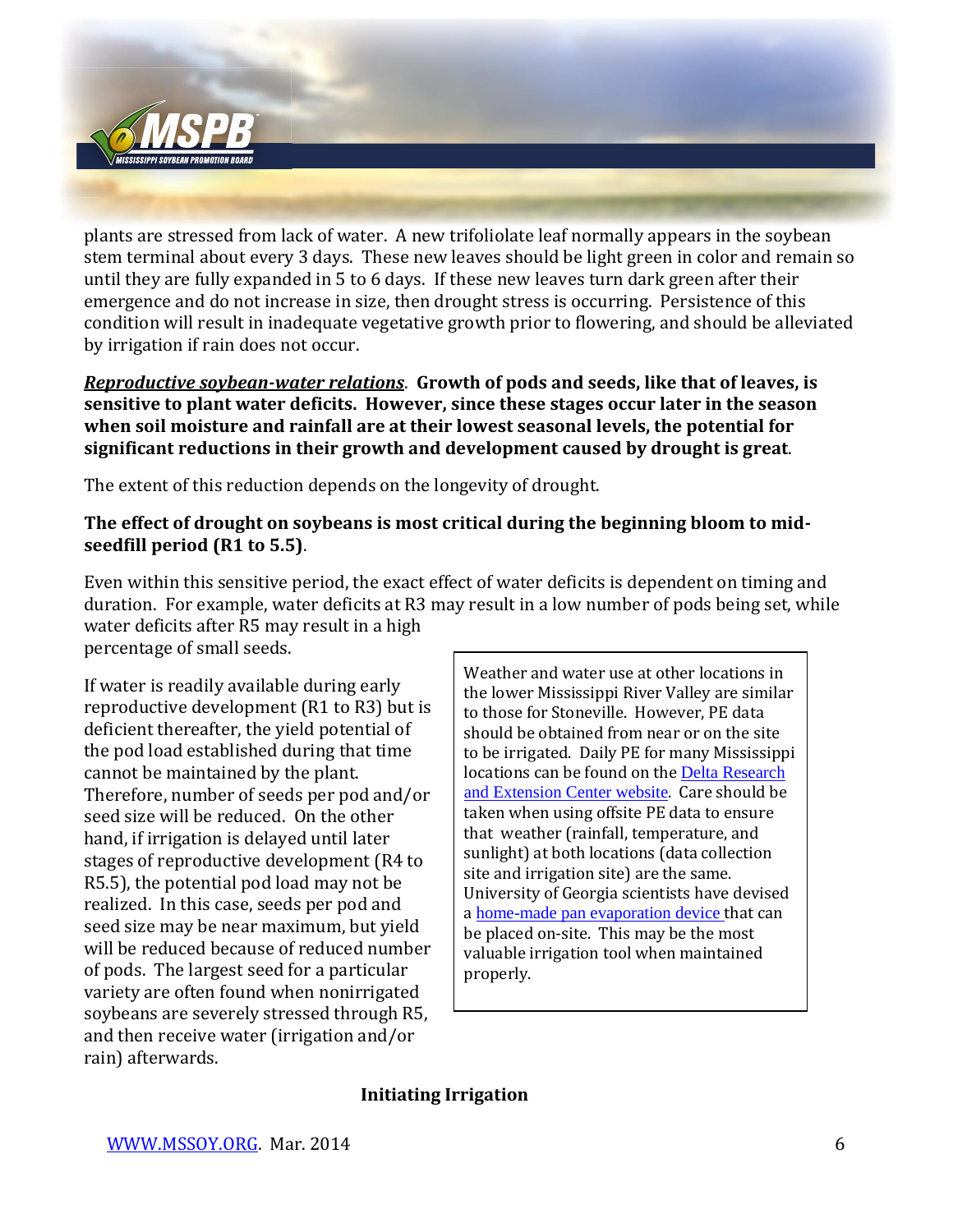plants are stressed from lack of water. A new trifoliolate leaf normally appears in the soybean stem terminal about every 3 days. These new leaves should be light green in color and remain so until they are fully expanded in 5 to 6 days. If these new leaves turn dark green after their emergence and do not increase in size, then drought stress is occurring. Persistence of this condition will result in inadequate vegetative growth prior to flowering, and should be alleviated by irrigation if rain does not occur.

***Reproductive soybean-water relations***. **Growth of pods and seeds, like that of leaves, is sensitive to plant water deficits. However, since these stages occur later in the season when soil moisture and rainfall are at their lowest seasonal levels, the potential for significant reductions in their growth and development caused by drought is great**.

The extent of this reduction depends on the longevity of drought.

**The effect of drought on soybeans is most critical during the beginning bloom to mid-seedfill period (R1 to 5.5)**.

Even within this sensitive period, the exact effect of water deficits is dependent on timing and duration. For example, water deficits at R3 may result in a low number of pods being set, while water deficits after R5 may result in a high percentage of small seeds.

If water is readily available during early reproductive development (R1 to R3) but is deficient thereafter, the yield potential of the pod load established during that time cannot be maintained by the plant. Therefore, number of seeds per pod and/or seed size will be reduced. On the other hand, if irrigation is delayed until later stages of reproductive development (R4 to R5.5), the potential pod load may not be realized. In this case, seeds per pod and seed size may be near maximum, but yield will be reduced because of reduced number of pods. The largest seed for a particular variety are often found when nonirrigated soybeans are severely stressed through R5, and then receive water (irrigation and/or rain) afterwards.

> Weather and water use at other locations in the lower Mississippi River Valley are similar to those for Stoneville. However, PE data should be obtained from near or on the site to be irrigated. Daily PE for many Mississippi locations can be found on the Delta Research and Extension Center website. Care should be taken when using offsite PE data to ensure that weather (rainfall, temperature, and sunlight) at both locations (data collection site and irrigation site) are the same. University of Georgia scientists have devised a home-made pan evaporation device that can be placed on-site. This may be the most valuable irrigation tool when maintained properly.

## Initiating Irrigation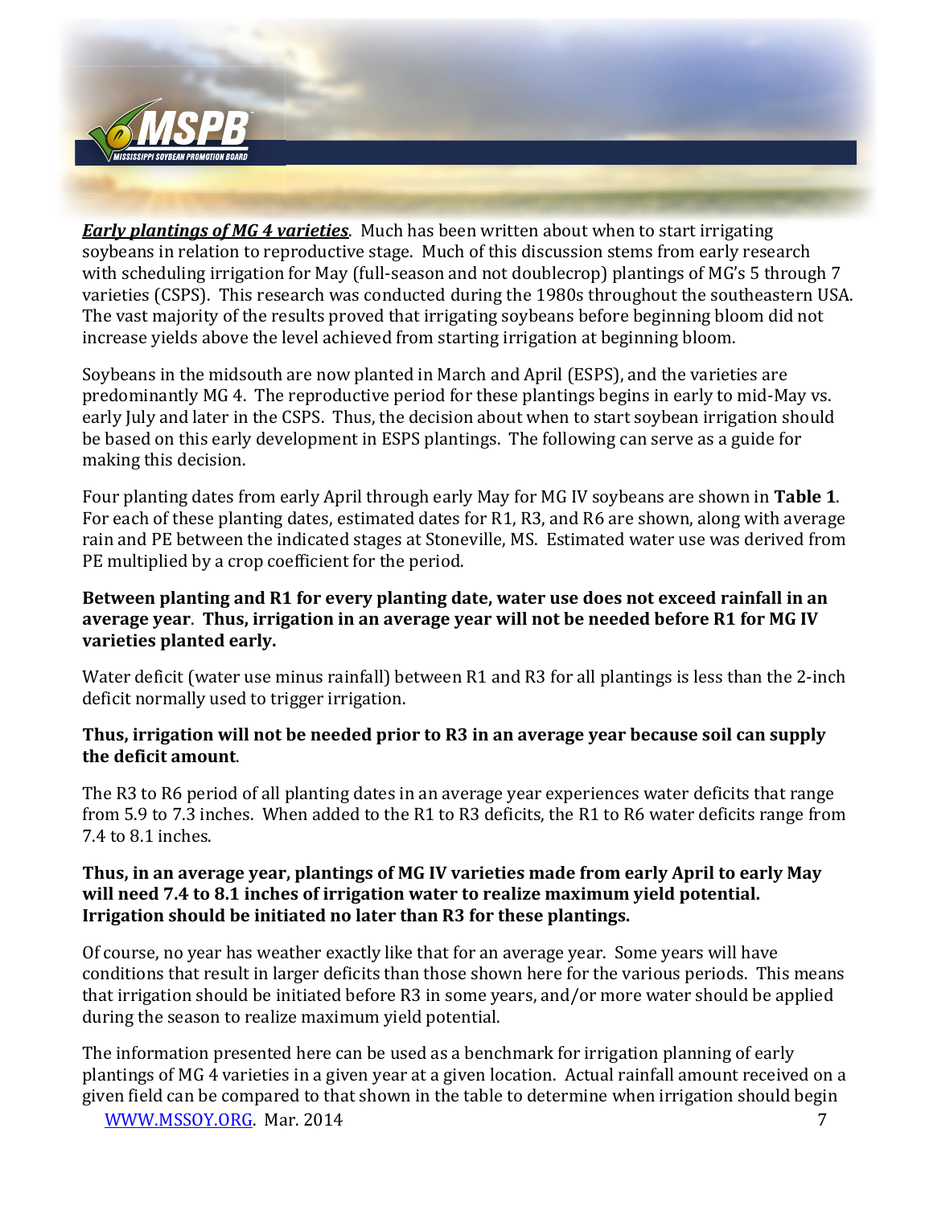***Early plantings of MG 4 varieties***. Much has been written about when to start irrigating soybeans in relation to reproductive stage. Much of this discussion stems from early research with scheduling irrigation for May (full-season and not doublecrop) plantings of MG's 5 through 7 varieties (CSPS). This research was conducted during the 1980s throughout the southeastern USA. The vast majority of the results proved that irrigating soybeans before beginning bloom did not increase yields above the level achieved from starting irrigation at beginning bloom.

Soybeans in the midsouth are now planted in March and April (ESPS), and the varieties are predominantly MG 4. The reproductive period for these plantings begins in early to mid-May vs. early July and later in the CSPS. Thus, the decision about when to start soybean irrigation should be based on this early development in ESPS plantings. The following can serve as a guide for making this decision.

Four planting dates from early April through early May for MG IV soybeans are shown in **Table 1**. For each of these planting dates, estimated dates for R1, R3, and R6 are shown, along with average rain and PE between the indicated stages at Stoneville, MS. Estimated water use was derived from PE multiplied by a crop coefficient for the period.

**Between planting and R1 for every planting date, water use does not exceed rainfall in an average year. Thus, irrigation in an average year will not be needed before R1 for MG IV varieties planted early.**

Water deficit (water use minus rainfall) between R1 and R3 for all plantings is less than the 2-inch deficit normally used to trigger irrigation.

**Thus, irrigation will not be needed prior to R3 in an average year because soil can supply the deficit amount**.

The R3 to R6 period of all planting dates in an average year experiences water deficits that range from 5.9 to 7.3 inches. When added to the R1 to R3 deficits, the R1 to R6 water deficits range from 7.4 to 8.1 inches.

**Thus, in an average year, plantings of MG IV varieties made from early April to early May will need 7.4 to 8.1 inches of irrigation water to realize maximum yield potential. Irrigation should be initiated no later than R3 for these plantings.**

Of course, no year has weather exactly like that for an average year. Some years will have conditions that result in larger deficits than those shown here for the various periods. This means that irrigation should be initiated before R3 in some years, and/or more water should be applied during the season to realize maximum yield potential.

The information presented here can be used as a benchmark for irrigation planning of early plantings of MG 4 varieties in a given year at a given location. Actual rainfall amount received on a given field can be compared to that shown in the table to determine when irrigation should begin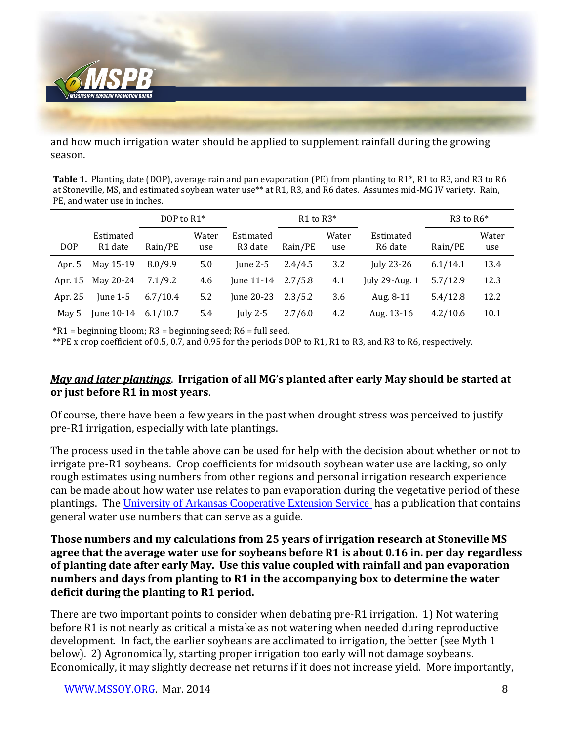and how much irrigation water should be applied to supplement rainfall during the growing season.

**Table 1.** Planting date (DOP), average rain and pan evaporation (PE) from planting to R1*, R1 to R3, and R3 to R6 at Stoneville, MS, and estimated soybean water use** at R1, R3, and R6 dates. Assumes mid-MG IV variety. Rain, PE, and water use in inches.

| | | DOP to R1* | | | R1 to R3* | | | R3 to R6* | |
|---|---|---|---|---|---|---|---|---|---|
| DOP | Estimated R1 date | Rain/PE | Water use | Estimated R3 date | Rain/PE | Water use | Estimated R6 date | Rain/PE | Water use |
| Apr. 5 | May 15-19 | 8.0/9.9 | 5.0 | June 2-5 | 2.4/4.5 | 3.2 | July 23-26 | 6.1/14.1 | 13.4 |
| Apr. 15 | May 20-24 | 7.1/9.2 | 4.6 | June 11-14 | 2.7/5.8 | 4.1 | July 29-Aug. 1 | 5.7/12.9 | 12.3 |
| Apr. 25 | June 1-5 | 6.7/10.4 | 5.2 | June 20-23 | 2.3/5.2 | 3.6 | Aug. 8-11 | 5.4/12.8 | 12.2 |
| May 5 | June 10-14 | 6.1/10.7 | 5.4 | July 2-5 | 2.7/6.0 | 4.2 | Aug. 13-16 | 4.2/10.6 | 10.1 |

*R1 = beginning bloom; R3 = beginning seed; R6 = full seed.
**PE x crop coefficient of 0.5, 0.7, and 0.95 for the periods DOP to R1, R1 to R3, and R3 to R6, respectively.

***May and later plantings*.** **Irrigation of all MG's planted after early May should be started at or just before R1 in most years**.

Of course, there have been a few years in the past when drought stress was perceived to justify pre-R1 irrigation, especially with late plantings.

The process used in the table above can be used for help with the decision about whether or not to irrigate pre-R1 soybeans. Crop coefficients for midsouth soybean water use are lacking, so only rough estimates using numbers from other regions and personal irrigation research experience can be made about how water use relates to pan evaporation during the vegetative period of these plantings. The University of Arkansas Cooperative Extension Service has a publication that contains general water use numbers that can serve as a guide.

**Those numbers and my calculations from 25 years of irrigation research at Stoneville MS agree that the average water use for soybeans before R1 is about 0.16 in. per day regardless of planting date after early May. Use this value coupled with rainfall and pan evaporation numbers and days from planting to R1 in the accompanying box to determine the water deficit during the planting to R1 period.**

There are two important points to consider when debating pre-R1 irrigation. 1) Not watering before R1 is not nearly as critical a mistake as not watering when needed during reproductive development. In fact, the earlier soybeans are acclimated to irrigation, the better (see Myth 1 below). 2) Agronomically, starting proper irrigation too early will not damage soybeans. Economically, it may slightly decrease net returns if it does not increase yield. More importantly,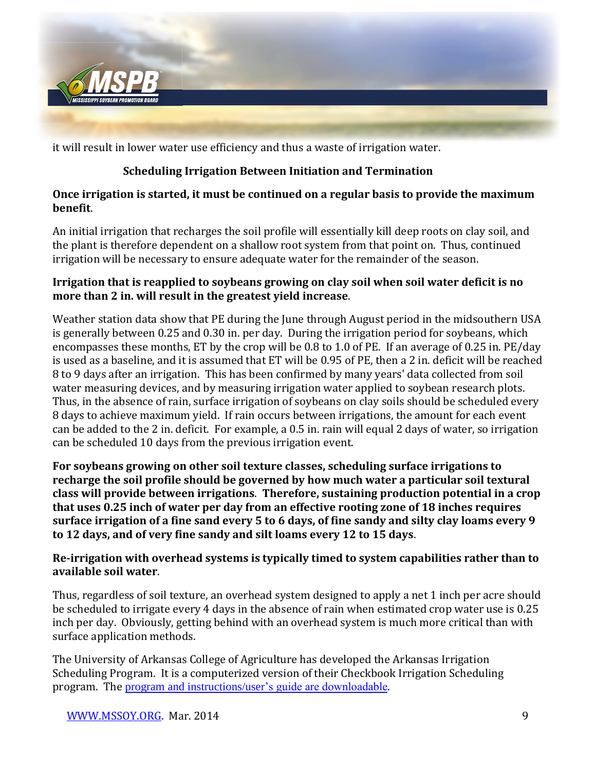it will result in lower water use efficiency and thus a waste of irrigation water.

## Scheduling Irrigation Between Initiation and Termination

**Once irrigation is started, it must be continued on a regular basis to provide the maximum benefit**.

An initial irrigation that recharges the soil profile will essentially kill deep roots on clay soil, and the plant is therefore dependent on a shallow root system from that point on. Thus, continued irrigation will be necessary to ensure adequate water for the remainder of the season.

**Irrigation that is reapplied to soybeans growing on clay soil when soil water deficit is no more than 2 in. will result in the greatest yield increase**.

Weather station data show that PE during the June through August period in the midsouthern USA is generally between 0.25 and 0.30 in. per day. During the irrigation period for soybeans, which encompasses these months, ET by the crop will be 0.8 to 1.0 of PE. If an average of 0.25 in. PE/day is used as a baseline, and it is assumed that ET will be 0.95 of PE, then a 2 in. deficit will be reached 8 to 9 days after an irrigation. This has been confirmed by many years' data collected from soil water measuring devices, and by measuring irrigation water applied to soybean research plots. Thus, in the absence of rain, surface irrigation of soybeans on clay soils should be scheduled every 8 days to achieve maximum yield. If rain occurs between irrigations, the amount for each event can be added to the 2 in. deficit. For example, a 0.5 in. rain will equal 2 days of water, so irrigation can be scheduled 10 days from the previous irrigation event.

**For soybeans growing on other soil texture classes, scheduling surface irrigations to recharge the soil profile should be governed by how much water a particular soil textural class will provide between irrigations**. **Therefore, sustaining production potential in a crop that uses 0.25 inch of water per day from an effective rooting zone of 18 inches requires surface irrigation of a fine sand every 5 to 6 days, of fine sandy and silty clay loams every 9 to 12 days, and of very fine sandy and silt loams every 12 to 15 days**.

**Re-irrigation with overhead systems is typically timed to system capabilities rather than to available soil water**.

Thus, regardless of soil texture, an overhead system designed to apply a net 1 inch per acre should be scheduled to irrigate every 4 days in the absence of rain when estimated crop water use is 0.25 inch per day. Obviously, getting behind with an overhead system is much more critical than with surface application methods.

The University of Arkansas College of Agriculture has developed the Arkansas Irrigation Scheduling Program. It is a computerized version of their Checkbook Irrigation Scheduling program. The program and instructions/user's guide are downloadable.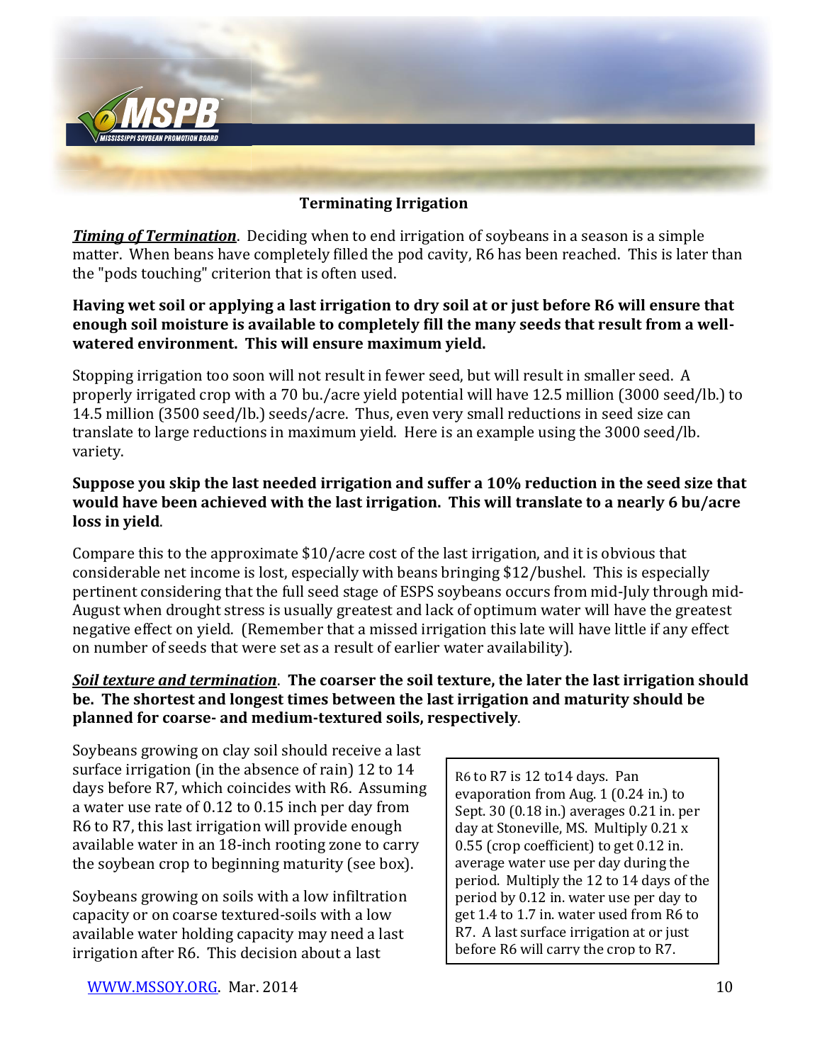## Terminating Irrigation

***Timing of Termination***. Deciding when to end irrigation of soybeans in a season is a simple matter. When beans have completely filled the pod cavity, R6 has been reached. This is later than the "pods touching" criterion that is often used.

**Having wet soil or applying a last irrigation to dry soil at or just before R6 will ensure that enough soil moisture is available to completely fill the many seeds that result from a well-watered environment. This will ensure maximum yield.**

Stopping irrigation too soon will not result in fewer seed, but will result in smaller seed. A properly irrigated crop with a 70 bu./acre yield potential will have 12.5 million (3000 seed/lb.) to 14.5 million (3500 seed/lb.) seeds/acre. Thus, even very small reductions in seed size can translate to large reductions in maximum yield. Here is an example using the 3000 seed/lb. variety.

**Suppose you skip the last needed irrigation and suffer a 10% reduction in the seed size that would have been achieved with the last irrigation. This will translate to a nearly 6 bu/acre loss in yield**.

Compare this to the approximate $10/acre cost of the last irrigation, and it is obvious that considerable net income is lost, especially with beans bringing $12/bushel. This is especially pertinent considering that the full seed stage of ESPS soybeans occurs from mid-July through mid-August when drought stress is usually greatest and lack of optimum water will have the greatest negative effect on yield. (Remember that a missed irrigation this late will have little if any effect on number of seeds that were set as a result of earlier water availability).

***Soil texture and termination***. **The coarser the soil texture, the later the last irrigation should be. The shortest and longest times between the last irrigation and maturity should be planned for coarse- and medium-textured soils, respectively**.

Soybeans growing on clay soil should receive a last surface irrigation (in the absence of rain) 12 to 14 days before R7, which coincides with R6. Assuming a water use rate of 0.12 to 0.15 inch per day from R6 to R7, this last irrigation will provide enough available water in an 18-inch rooting zone to carry the soybean crop to beginning maturity (see box).

> R6 to R7 is 12 to14 days. Pan evaporation from Aug. 1 (0.24 in.) to Sept. 30 (0.18 in.) averages 0.21 in. per day at Stoneville, MS. Multiply 0.21 x 0.55 (crop coefficient) to get 0.12 in. average water use per day during the period. Multiply the 12 to 14 days of the period by 0.12 in. water use per day to get 1.4 to 1.7 in. water used from R6 to R7. A last surface irrigation at or just before R6 will carry the crop to R7.

Soybeans growing on soils with a low infiltration capacity or on coarse textured-soils with a low available water holding capacity may need a last irrigation after R6. This decision about a last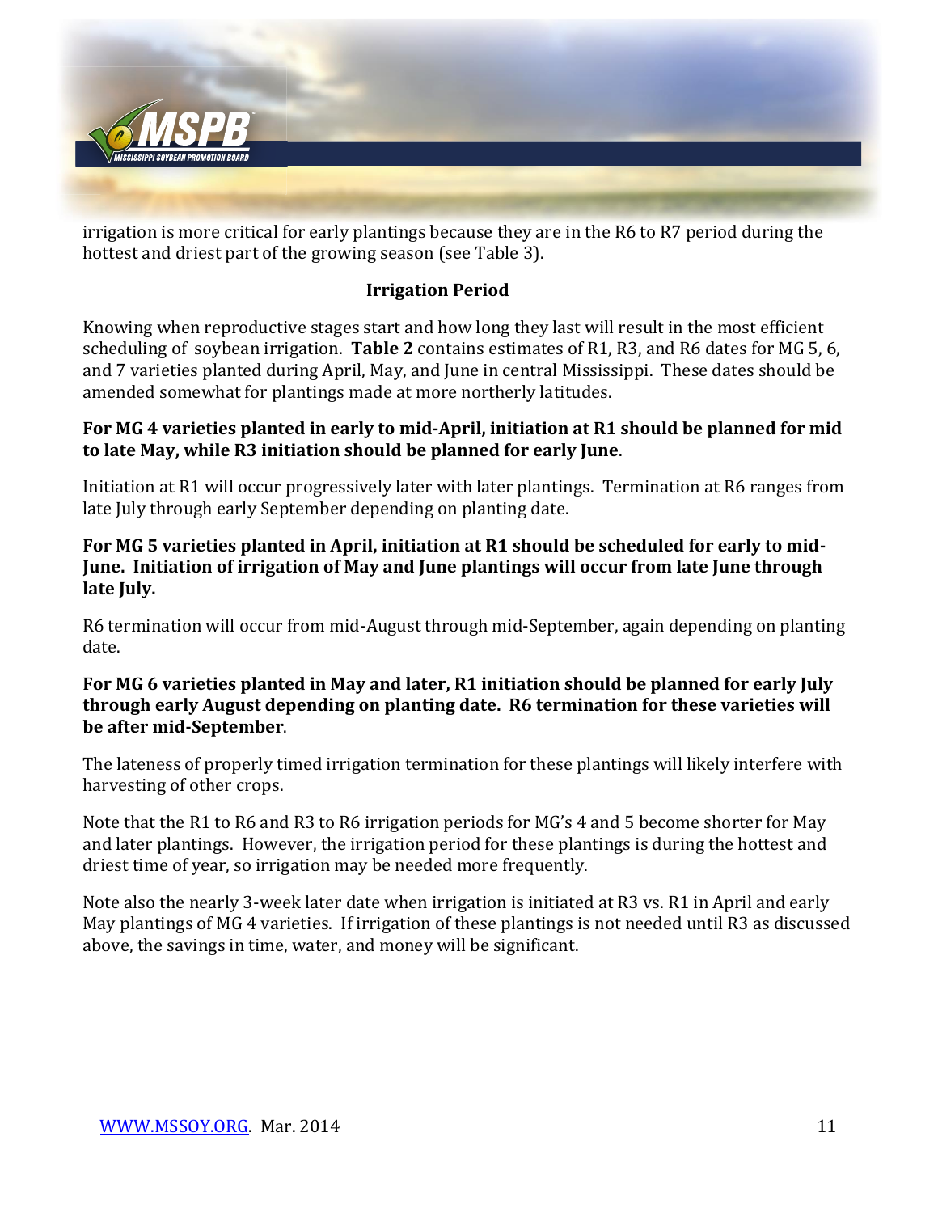irrigation is more critical for early plantings because they are in the R6 to R7 period during the hottest and driest part of the growing season (see Table 3).

### Irrigation Period

Knowing when reproductive stages start and how long they last will result in the most efficient scheduling of soybean irrigation. **Table 2** contains estimates of R1, R3, and R6 dates for MG 5, 6, and 7 varieties planted during April, May, and June in central Mississippi. These dates should be amended somewhat for plantings made at more northerly latitudes.

**For MG 4 varieties planted in early to mid-April, initiation at R1 should be planned for mid to late May, while R3 initiation should be planned for early June**.

Initiation at R1 will occur progressively later with later plantings. Termination at R6 ranges from late July through early September depending on planting date.

**For MG 5 varieties planted in April, initiation at R1 should be scheduled for early to mid-June. Initiation of irrigation of May and June plantings will occur from late June through late July.**

R6 termination will occur from mid-August through mid-September, again depending on planting date.

**For MG 6 varieties planted in May and later, R1 initiation should be planned for early July through early August depending on planting date. R6 termination for these varieties will be after mid-September**.

The lateness of properly timed irrigation termination for these plantings will likely interfere with harvesting of other crops.

Note that the R1 to R6 and R3 to R6 irrigation periods for MG's 4 and 5 become shorter for May and later plantings. However, the irrigation period for these plantings is during the hottest and driest time of year, so irrigation may be needed more frequently.

Note also the nearly 3-week later date when irrigation is initiated at R3 vs. R1 in April and early May plantings of MG 4 varieties. If irrigation of these plantings is not needed until R3 as discussed above, the savings in time, water, and money will be significant.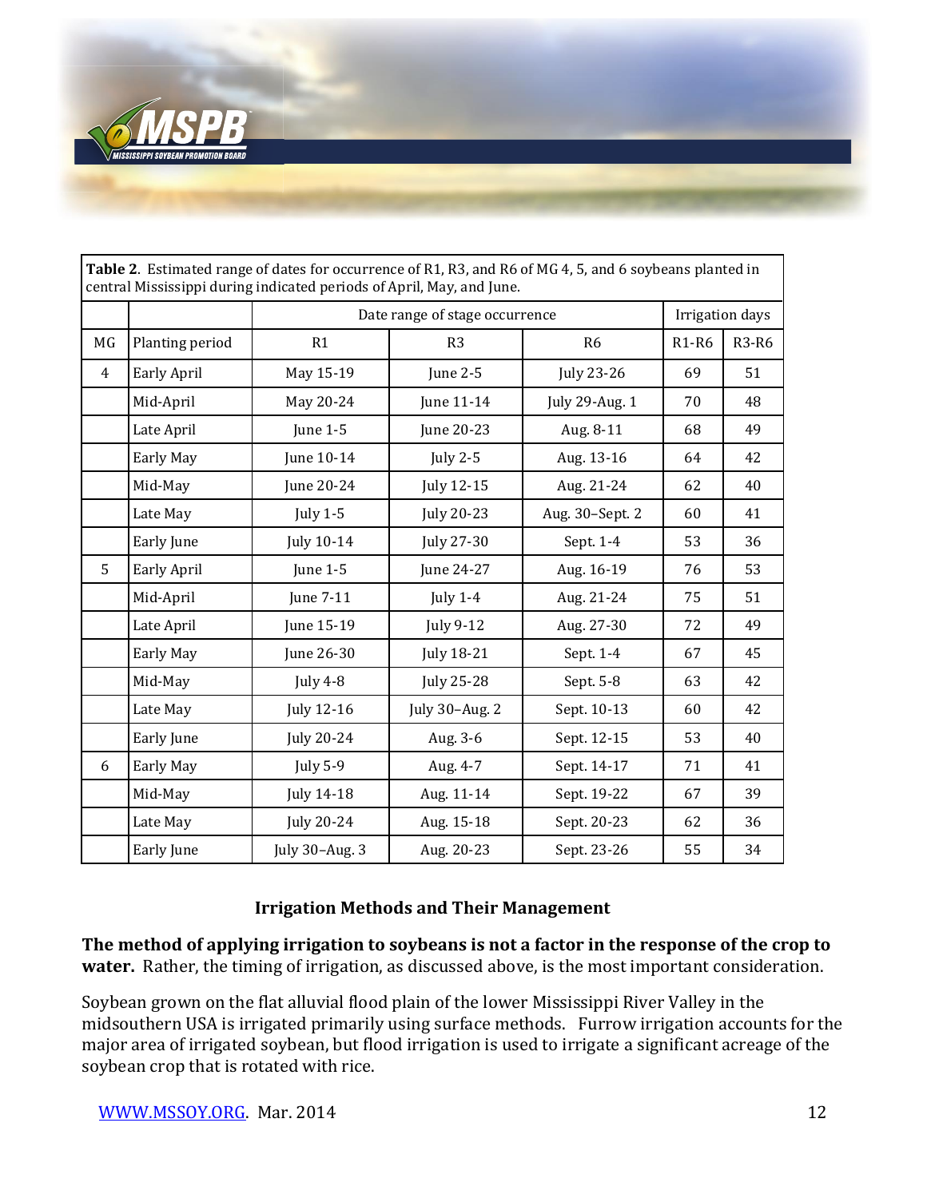**Table 2**. Estimated range of dates for occurrence of R1, R3, and R6 of MG 4, 5, and 6 soybeans planted in central Mississippi during indicated periods of April, May, and June.

| | | Date range of stage occurrence | | | Irrigation days | |
|---|---|---|---|---|---|---|
| MG | Planting period | R1 | R3 | R6 | R1-R6 | R3-R6 |
| 4 | Early April | May 15-19 | June 2-5 | July 23-26 | 69 | 51 |
| | Mid-April | May 20-24 | June 11-14 | July 29-Aug. 1 | 70 | 48 |
| | Late April | June 1-5 | June 20-23 | Aug. 8-11 | 68 | 49 |
| | Early May | June 10-14 | July 2-5 | Aug. 13-16 | 64 | 42 |
| | Mid-May | June 20-24 | July 12-15 | Aug. 21-24 | 62 | 40 |
| | Late May | July 1-5 | July 20-23 | Aug. 30–Sept. 2 | 60 | 41 |
| | Early June | July 10-14 | July 27-30 | Sept. 1-4 | 53 | 36 |
| 5 | Early April | June 1-5 | June 24-27 | Aug. 16-19 | 76 | 53 |
| | Mid-April | June 7-11 | July 1-4 | Aug. 21-24 | 75 | 51 |
| | Late April | June 15-19 | July 9-12 | Aug. 27-30 | 72 | 49 |
| | Early May | June 26-30 | July 18-21 | Sept. 1-4 | 67 | 45 |
| | Mid-May | July 4-8 | July 25-28 | Sept. 5-8 | 63 | 42 |
| | Late May | July 12-16 | July 30–Aug. 2 | Sept. 10-13 | 60 | 42 |
| | Early June | July 20-24 | Aug. 3-6 | Sept. 12-15 | 53 | 40 |
| 6 | Early May | July 5-9 | Aug. 4-7 | Sept. 14-17 | 71 | 41 |
| | Mid-May | July 14-18 | Aug. 11-14 | Sept. 19-22 | 67 | 39 |
| | Late May | July 20-24 | Aug. 15-18 | Sept. 20-23 | 62 | 36 |
| | Early June | July 30–Aug. 3 | Aug. 20-23 | Sept. 23-26 | 55 | 34 |

### Irrigation Methods and Their Management

**The method of applying irrigation to soybeans is not a factor in the response of the crop to water.** Rather, the timing of irrigation, as discussed above, is the most important consideration.

Soybean grown on the flat alluvial flood plain of the lower Mississippi River Valley in the midsouthern USA is irrigated primarily using surface methods. Furrow irrigation accounts for the major area of irrigated soybean, but flood irrigation is used to irrigate a significant acreage of the soybean crop that is rotated with rice.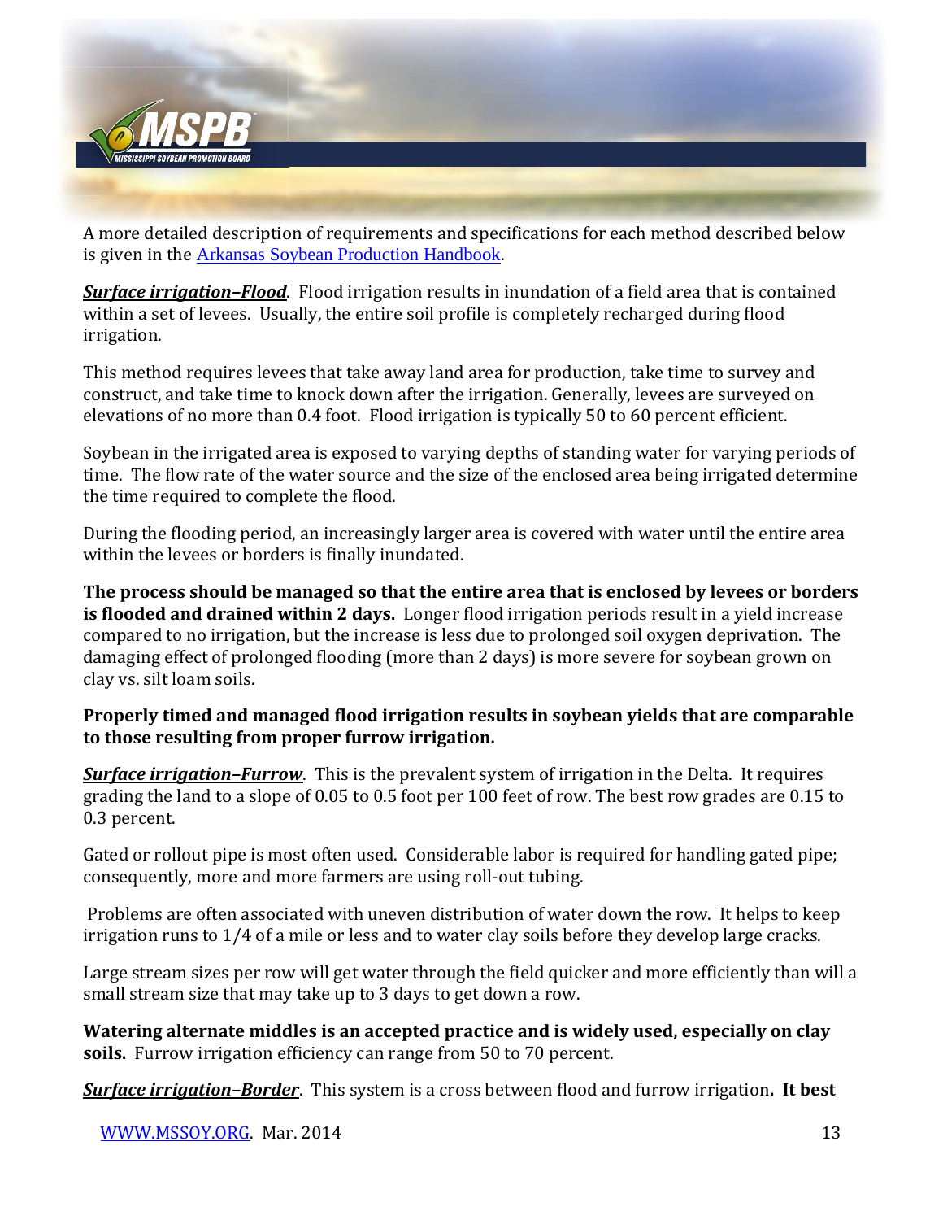A more detailed description of requirements and specifications for each method described below is given in the [Arkansas Soybean Production Handbook](#).

***Surface irrigation–Flood***. Flood irrigation results in inundation of a field area that is contained within a set of levees. Usually, the entire soil profile is completely recharged during flood irrigation.

This method requires levees that take away land area for production, take time to survey and construct, and take time to knock down after the irrigation. Generally, levees are surveyed on elevations of no more than 0.4 foot. Flood irrigation is typically 50 to 60 percent efficient.

Soybean in the irrigated area is exposed to varying depths of standing water for varying periods of time. The flow rate of the water source and the size of the enclosed area being irrigated determine the time required to complete the flood.

During the flooding period, an increasingly larger area is covered with water until the entire area within the levees or borders is finally inundated.

**The process should be managed so that the entire area that is enclosed by levees or borders is flooded and drained within 2 days.** Longer flood irrigation periods result in a yield increase compared to no irrigation, but the increase is less due to prolonged soil oxygen deprivation. The damaging effect of prolonged flooding (more than 2 days) is more severe for soybean grown on clay vs. silt loam soils.

**Properly timed and managed flood irrigation results in soybean yields that are comparable to those resulting from proper furrow irrigation.**

***Surface irrigation–Furrow***. This is the prevalent system of irrigation in the Delta. It requires grading the land to a slope of 0.05 to 0.5 foot per 100 feet of row. The best row grades are 0.15 to 0.3 percent.

Gated or rollout pipe is most often used. Considerable labor is required for handling gated pipe; consequently, more and more farmers are using roll-out tubing.

Problems are often associated with uneven distribution of water down the row. It helps to keep irrigation runs to 1/4 of a mile or less and to water clay soils before they develop large cracks.

Large stream sizes per row will get water through the field quicker and more efficiently than will a small stream size that may take up to 3 days to get down a row.

**Watering alternate middles is an accepted practice and is widely used, especially on clay soils.** Furrow irrigation efficiency can range from 50 to 70 percent.

***Surface irrigation–Border***. This system is a cross between flood and furrow irrigation**. It best**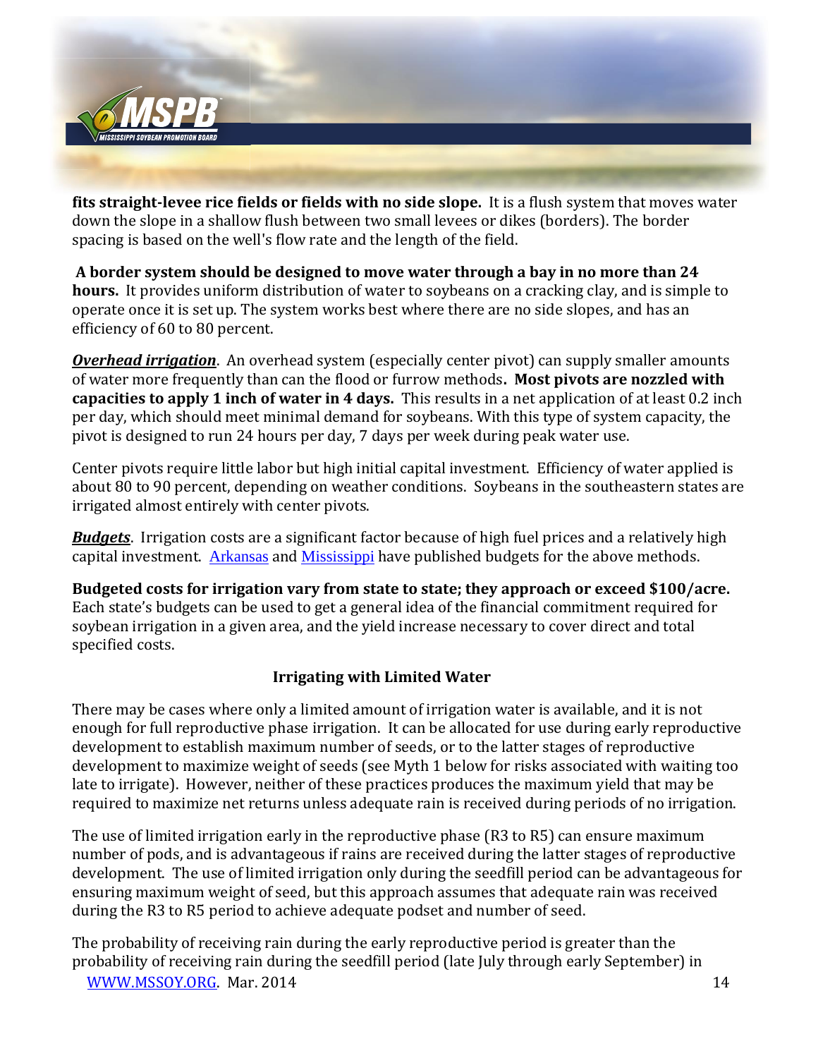**fits straight-levee rice fields or fields with no side slope.** It is a flush system that moves water down the slope in a shallow flush between two small levees or dikes (borders). The border spacing is based on the well's flow rate and the length of the field.

**A border system should be designed to move water through a bay in no more than 24 hours.** It provides uniform distribution of water to soybeans on a cracking clay, and is simple to operate once it is set up. The system works best where there are no side slopes, and has an efficiency of 60 to 80 percent.

***Overhead irrigation***. An overhead system (especially center pivot) can supply smaller amounts of water more frequently than can the flood or furrow methods**. Most pivots are nozzled with capacities to apply 1 inch of water in 4 days.** This results in a net application of at least 0.2 inch per day, which should meet minimal demand for soybeans. With this type of system capacity, the pivot is designed to run 24 hours per day, 7 days per week during peak water use.

Center pivots require little labor but high initial capital investment. Efficiency of water applied is about 80 to 90 percent, depending on weather conditions. Soybeans in the southeastern states are irrigated almost entirely with center pivots.

***Budgets***. Irrigation costs are a significant factor because of high fuel prices and a relatively high capital investment. Arkansas and Mississippi have published budgets for the above methods.

**Budgeted costs for irrigation vary from state to state; they approach or exceed $100/acre.** Each state's budgets can be used to get a general idea of the financial commitment required for soybean irrigation in a given area, and the yield increase necessary to cover direct and total specified costs.

### Irrigating with Limited Water

There may be cases where only a limited amount of irrigation water is available, and it is not enough for full reproductive phase irrigation. It can be allocated for use during early reproductive development to establish maximum number of seeds, or to the latter stages of reproductive development to maximize weight of seeds (see Myth 1 below for risks associated with waiting too late to irrigate). However, neither of these practices produces the maximum yield that may be required to maximize net returns unless adequate rain is received during periods of no irrigation.

The use of limited irrigation early in the reproductive phase (R3 to R5) can ensure maximum number of pods, and is advantageous if rains are received during the latter stages of reproductive development. The use of limited irrigation only during the seedfill period can be advantageous for ensuring maximum weight of seed, but this approach assumes that adequate rain was received during the R3 to R5 period to achieve adequate podset and number of seed.

The probability of receiving rain during the early reproductive period is greater than the probability of receiving rain during the seedfill period (late July through early September) in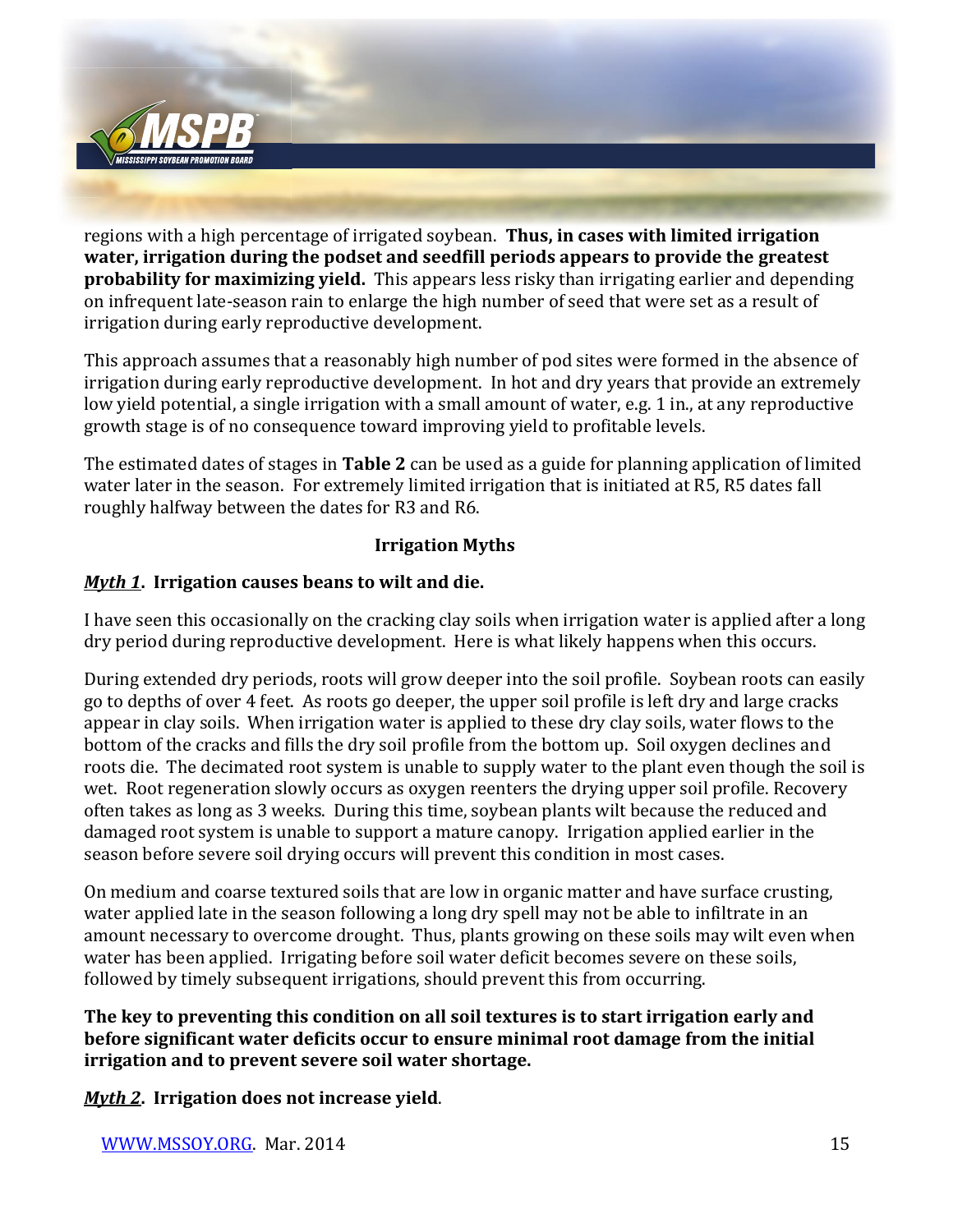regions with a high percentage of irrigated soybean. **Thus, in cases with limited irrigation water, irrigation during the podset and seedfill periods appears to provide the greatest probability for maximizing yield.** This appears less risky than irrigating earlier and depending on infrequent late-season rain to enlarge the high number of seed that were set as a result of irrigation during early reproductive development.

This approach assumes that a reasonably high number of pod sites were formed in the absence of irrigation during early reproductive development. In hot and dry years that provide an extremely low yield potential, a single irrigation with a small amount of water, e.g. 1 in., at any reproductive growth stage is of no consequence toward improving yield to profitable levels.

The estimated dates of stages in **Table 2** can be used as a guide for planning application of limited water later in the season. For extremely limited irrigation that is initiated at R5, R5 dates fall roughly halfway between the dates for R3 and R6.

## Irrigation Myths

***Myth 1*. Irrigation causes beans to wilt and die.**

I have seen this occasionally on the cracking clay soils when irrigation water is applied after a long dry period during reproductive development. Here is what likely happens when this occurs.

During extended dry periods, roots will grow deeper into the soil profile. Soybean roots can easily go to depths of over 4 feet. As roots go deeper, the upper soil profile is left dry and large cracks appear in clay soils. When irrigation water is applied to these dry clay soils, water flows to the bottom of the cracks and fills the dry soil profile from the bottom up. Soil oxygen declines and roots die. The decimated root system is unable to supply water to the plant even though the soil is wet. Root regeneration slowly occurs as oxygen reenters the drying upper soil profile. Recovery often takes as long as 3 weeks. During this time, soybean plants wilt because the reduced and damaged root system is unable to support a mature canopy. Irrigation applied earlier in the season before severe soil drying occurs will prevent this condition in most cases.

On medium and coarse textured soils that are low in organic matter and have surface crusting, water applied late in the season following a long dry spell may not be able to infiltrate in an amount necessary to overcome drought. Thus, plants growing on these soils may wilt even when water has been applied. Irrigating before soil water deficit becomes severe on these soils, followed by timely subsequent irrigations, should prevent this from occurring.

**The key to preventing this condition on all soil textures is to start irrigation early and before significant water deficits occur to ensure minimal root damage from the initial irrigation and to prevent severe soil water shortage.**

***Myth 2*. Irrigation does not increase yield.**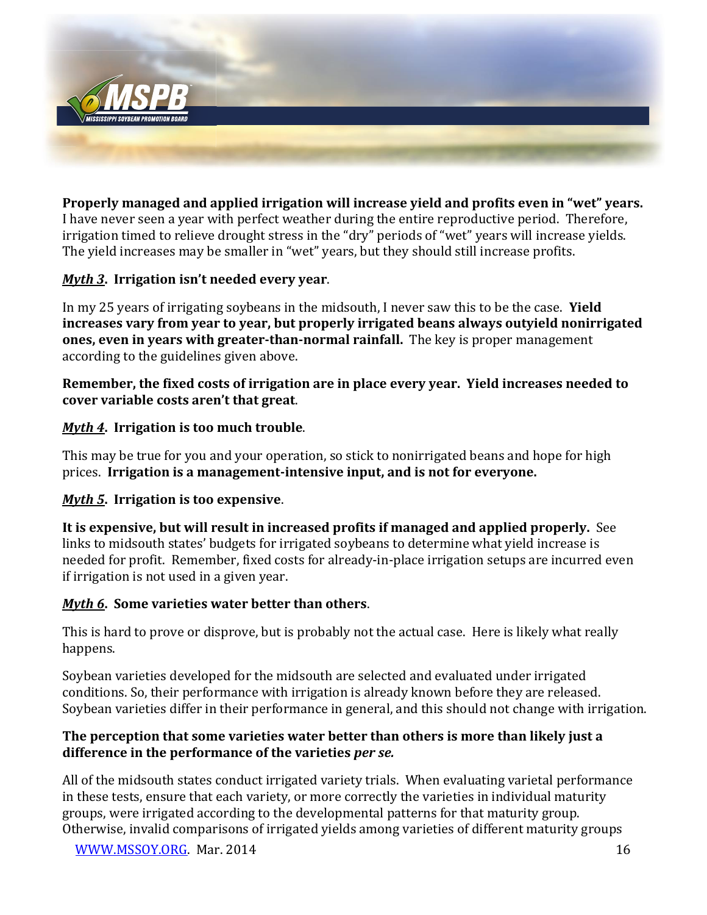**Properly managed and applied irrigation will increase yield and profits even in "wet" years.** I have never seen a year with perfect weather during the entire reproductive period. Therefore, irrigation timed to relieve drought stress in the "dry" periods of "wet" years will increase yields. The yield increases may be smaller in "wet" years, but they should still increase profits.

***Myth 3*. Irrigation isn't needed every year**.

In my 25 years of irrigating soybeans in the midsouth, I never saw this to be the case. **Yield increases vary from year to year, but properly irrigated beans always outyield nonirrigated ones, even in years with greater-than-normal rainfall.** The key is proper management according to the guidelines given above.

**Remember, the fixed costs of irrigation are in place every year. Yield increases needed to cover variable costs aren't that great**.

***Myth 4*. Irrigation is too much trouble**.

This may be true for you and your operation, so stick to nonirrigated beans and hope for high prices. **Irrigation is a management-intensive input, and is not for everyone.**

***Myth 5*. Irrigation is too expensive**.

**It is expensive, but will result in increased profits if managed and applied properly.** See links to midsouth states' budgets for irrigated soybeans to determine what yield increase is needed for profit. Remember, fixed costs for already-in-place irrigation setups are incurred even if irrigation is not used in a given year.

***Myth 6*. Some varieties water better than others**.

This is hard to prove or disprove, but is probably not the actual case. Here is likely what really happens.

Soybean varieties developed for the midsouth are selected and evaluated under irrigated conditions. So, their performance with irrigation is already known before they are released. Soybean varieties differ in their performance in general, and this should not change with irrigation.

**The perception that some varieties water better than others is more than likely just a difference in the performance of the varieties *per se.***

All of the midsouth states conduct irrigated variety trials. When evaluating varietal performance in these tests, ensure that each variety, or more correctly the varieties in individual maturity groups, were irrigated according to the developmental patterns for that maturity group. Otherwise, invalid comparisons of irrigated yields among varieties of different maturity groups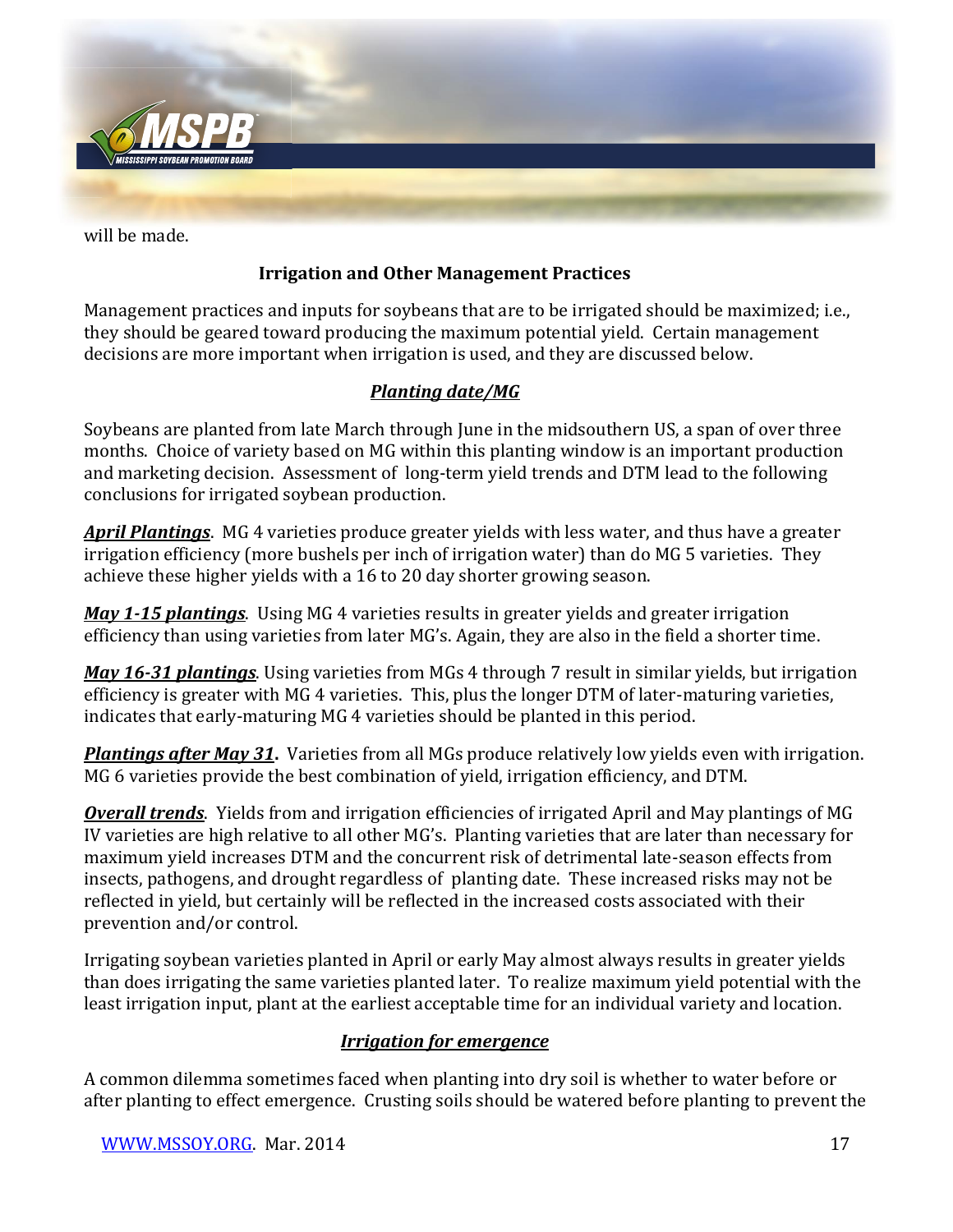will be made.

## Irrigation and Other Management Practices

Management practices and inputs for soybeans that are to be irrigated should be maximized; i.e., they should be geared toward producing the maximum potential yield. Certain management decisions are more important when irrigation is used, and they are discussed below.

### *Planting date/MG*

Soybeans are planted from late March through June in the midsouthern US, a span of over three months. Choice of variety based on MG within this planting window is an important production and marketing decision. Assessment of long-term yield trends and DTM lead to the following conclusions for irrigated soybean production.

***April Plantings***. MG 4 varieties produce greater yields with less water, and thus have a greater irrigation efficiency (more bushels per inch of irrigation water) than do MG 5 varieties. They achieve these higher yields with a 16 to 20 day shorter growing season.

***May 1-15 plantings***. Using MG 4 varieties results in greater yields and greater irrigation efficiency than using varieties from later MG's. Again, they are also in the field a shorter time.

***May 16-31 plantings***. Using varieties from MGs 4 through 7 result in similar yields, but irrigation efficiency is greater with MG 4 varieties. This, plus the longer DTM of later-maturing varieties, indicates that early-maturing MG 4 varieties should be planted in this period.

***Plantings after May 31*.** Varieties from all MGs produce relatively low yields even with irrigation. MG 6 varieties provide the best combination of yield, irrigation efficiency, and DTM.

***Overall trends***. Yields from and irrigation efficiencies of irrigated April and May plantings of MG IV varieties are high relative to all other MG's. Planting varieties that are later than necessary for maximum yield increases DTM and the concurrent risk of detrimental late-season effects from insects, pathogens, and drought regardless of planting date. These increased risks may not be reflected in yield, but certainly will be reflected in the increased costs associated with their prevention and/or control.

Irrigating soybean varieties planted in April or early May almost always results in greater yields than does irrigating the same varieties planted later. To realize maximum yield potential with the least irrigation input, plant at the earliest acceptable time for an individual variety and location.

### *Irrigation for emergence*

A common dilemma sometimes faced when planting into dry soil is whether to water before or after planting to effect emergence. Crusting soils should be watered before planting to prevent the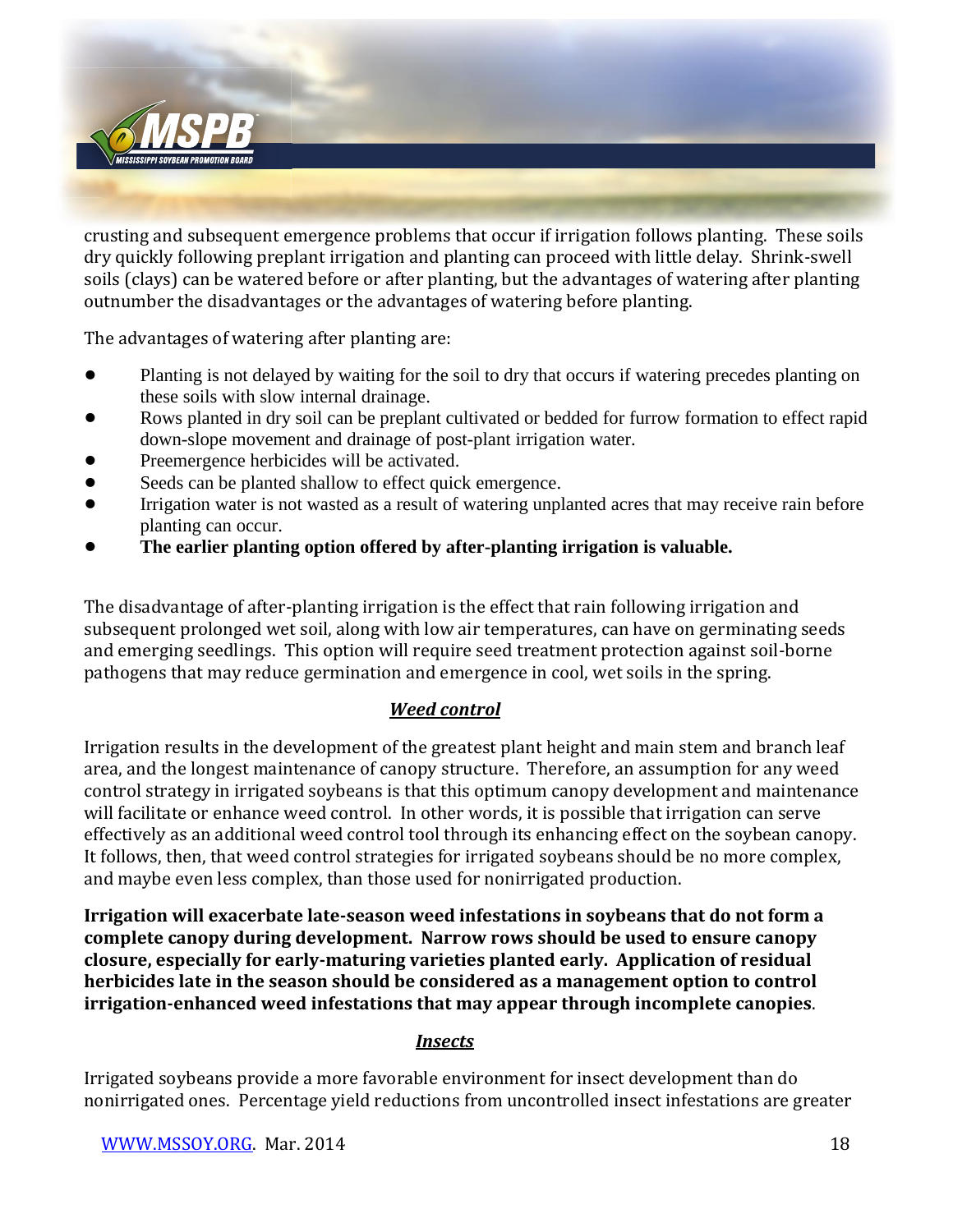crusting and subsequent emergence problems that occur if irrigation follows planting. These soils dry quickly following preplant irrigation and planting can proceed with little delay. Shrink-swell soils (clays) can be watered before or after planting, but the advantages of watering after planting outnumber the disadvantages or the advantages of watering before planting.

The advantages of watering after planting are:

- Planting is not delayed by waiting for the soil to dry that occurs if watering precedes planting on these soils with slow internal drainage.
- Rows planted in dry soil can be preplant cultivated or bedded for furrow formation to effect rapid down-slope movement and drainage of post-plant irrigation water.
- Preemergence herbicides will be activated.
- Seeds can be planted shallow to effect quick emergence.
- Irrigation water is not wasted as a result of watering unplanted acres that may receive rain before planting can occur.
- **The earlier planting option offered by after-planting irrigation is valuable.**

The disadvantage of after-planting irrigation is the effect that rain following irrigation and subsequent prolonged wet soil, along with low air temperatures, can have on germinating seeds and emerging seedlings. This option will require seed treatment protection against soil-borne pathogens that may reduce germination and emergence in cool, wet soils in the spring.

## ***Weed control***

Irrigation results in the development of the greatest plant height and main stem and branch leaf area, and the longest maintenance of canopy structure. Therefore, an assumption for any weed control strategy in irrigated soybeans is that this optimum canopy development and maintenance will facilitate or enhance weed control. In other words, it is possible that irrigation can serve effectively as an additional weed control tool through its enhancing effect on the soybean canopy. It follows, then, that weed control strategies for irrigated soybeans should be no more complex, and maybe even less complex, than those used for nonirrigated production.

**Irrigation will exacerbate late-season weed infestations in soybeans that do not form a complete canopy during development. Narrow rows should be used to ensure canopy closure, especially for early-maturing varieties planted early. Application of residual herbicides late in the season should be considered as a management option to control irrigation-enhanced weed infestations that may appear through incomplete canopies**.

## ***Insects***

Irrigated soybeans provide a more favorable environment for insect development than do nonirrigated ones. Percentage yield reductions from uncontrolled insect infestations are greater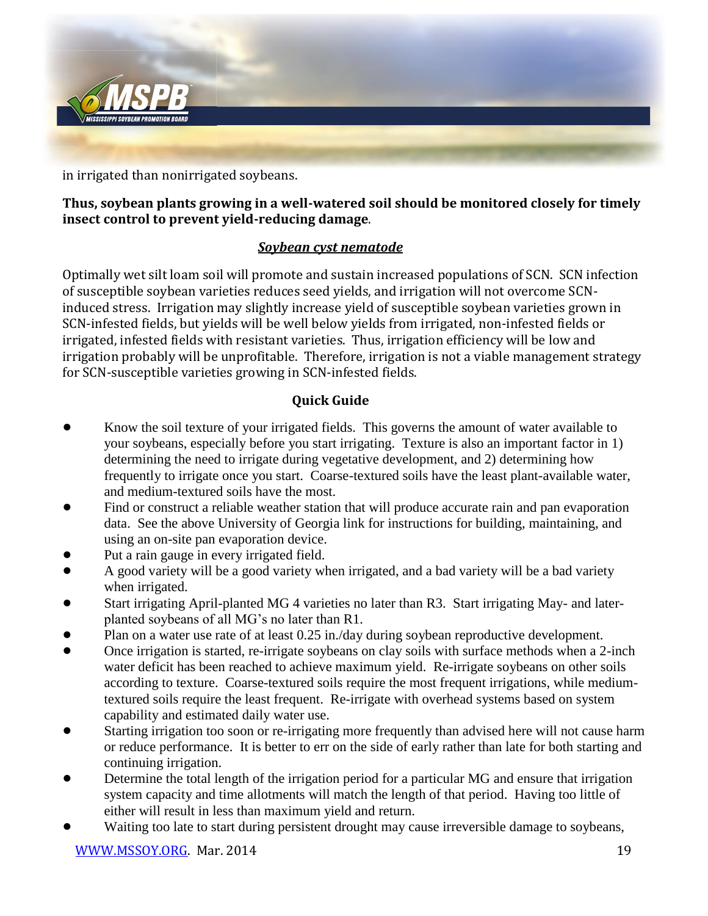in irrigated than nonirrigated soybeans.

**Thus, soybean plants growing in a well-watered soil should be monitored closely for timely insect control to prevent yield-reducing damage**.

### ***Soybean cyst nematode***

Optimally wet silt loam soil will promote and sustain increased populations of SCN. SCN infection of susceptible soybean varieties reduces seed yields, and irrigation will not overcome SCN-induced stress. Irrigation may slightly increase yield of susceptible soybean varieties grown in SCN-infested fields, but yields will be well below yields from irrigated, non-infested fields or irrigated, infested fields with resistant varieties. Thus, irrigation efficiency will be low and irrigation probably will be unprofitable. Therefore, irrigation is not a viable management strategy for SCN-susceptible varieties growing in SCN-infested fields.

### Quick Guide

- Know the soil texture of your irrigated fields. This governs the amount of water available to your soybeans, especially before you start irrigating. Texture is also an important factor in 1) determining the need to irrigate during vegetative development, and 2) determining how frequently to irrigate once you start. Coarse-textured soils have the least plant-available water, and medium-textured soils have the most.
- Find or construct a reliable weather station that will produce accurate rain and pan evaporation data. See the above University of Georgia link for instructions for building, maintaining, and using an on-site pan evaporation device.
- Put a rain gauge in every irrigated field.
- A good variety will be a good variety when irrigated, and a bad variety will be a bad variety when irrigated.
- Start irrigating April-planted MG 4 varieties no later than R3. Start irrigating May- and later-planted soybeans of all MG's no later than R1.
- Plan on a water use rate of at least 0.25 in./day during soybean reproductive development.
- Once irrigation is started, re-irrigate soybeans on clay soils with surface methods when a 2-inch water deficit has been reached to achieve maximum yield. Re-irrigate soybeans on other soils according to texture. Coarse-textured soils require the most frequent irrigations, while medium-textured soils require the least frequent. Re-irrigate with overhead systems based on system capability and estimated daily water use.
- Starting irrigation too soon or re-irrigating more frequently than advised here will not cause harm or reduce performance. It is better to err on the side of early rather than late for both starting and continuing irrigation.
- Determine the total length of the irrigation period for a particular MG and ensure that irrigation system capacity and time allotments will match the length of that period. Having too little of either will result in less than maximum yield and return.
- Waiting too late to start during persistent drought may cause irreversible damage to soybeans,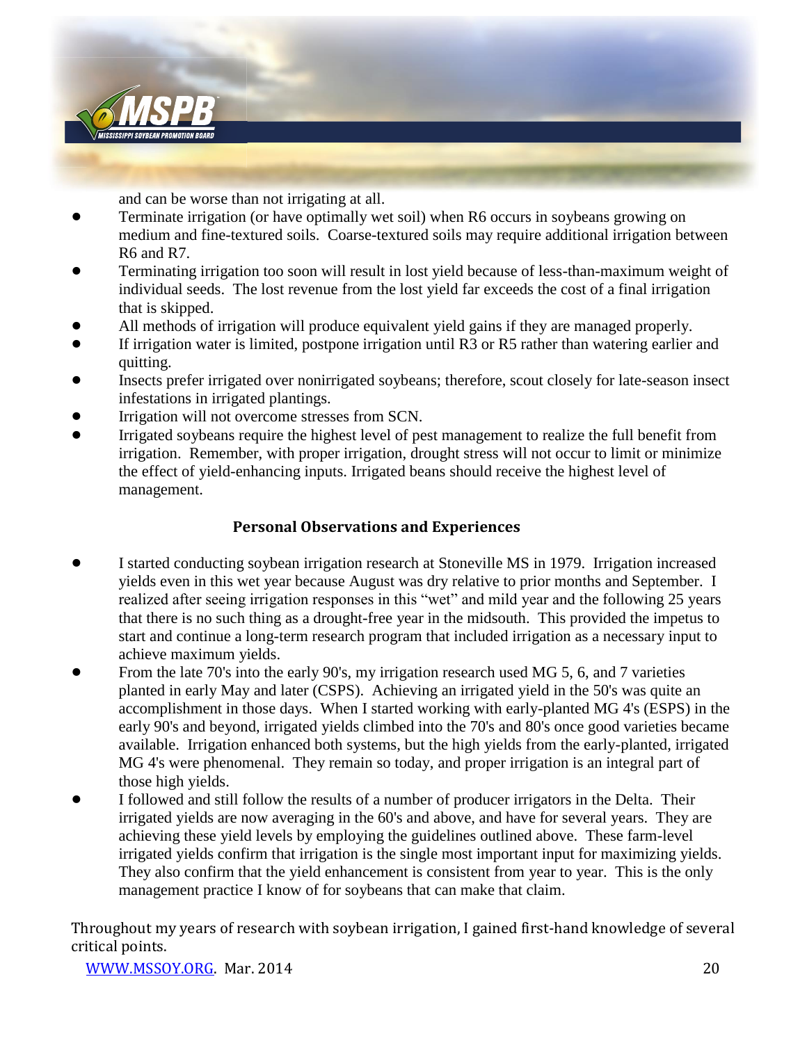and can be worse than not irrigating at all.

- Terminate irrigation (or have optimally wet soil) when R6 occurs in soybeans growing on medium and fine-textured soils. Coarse-textured soils may require additional irrigation between R6 and R7.
- Terminating irrigation too soon will result in lost yield because of less-than-maximum weight of individual seeds. The lost revenue from the lost yield far exceeds the cost of a final irrigation that is skipped.
- All methods of irrigation will produce equivalent yield gains if they are managed properly.
- If irrigation water is limited, postpone irrigation until R3 or R5 rather than watering earlier and quitting.
- Insects prefer irrigated over nonirrigated soybeans; therefore, scout closely for late-season insect infestations in irrigated plantings.
- Irrigation will not overcome stresses from SCN.
- Irrigated soybeans require the highest level of pest management to realize the full benefit from irrigation. Remember, with proper irrigation, drought stress will not occur to limit or minimize the effect of yield-enhancing inputs. Irrigated beans should receive the highest level of management.

### Personal Observations and Experiences

- I started conducting soybean irrigation research at Stoneville MS in 1979. Irrigation increased yields even in this wet year because August was dry relative to prior months and September. I realized after seeing irrigation responses in this "wet" and mild year and the following 25 years that there is no such thing as a drought-free year in the midsouth. This provided the impetus to start and continue a long-term research program that included irrigation as a necessary input to achieve maximum yields.
- From the late 70's into the early 90's, my irrigation research used MG 5, 6, and 7 varieties planted in early May and later (CSPS). Achieving an irrigated yield in the 50's was quite an accomplishment in those days. When I started working with early-planted MG 4's (ESPS) in the early 90's and beyond, irrigated yields climbed into the 70's and 80's once good varieties became available. Irrigation enhanced both systems, but the high yields from the early-planted, irrigated MG 4's were phenomenal. They remain so today, and proper irrigation is an integral part of those high yields.
- I followed and still follow the results of a number of producer irrigators in the Delta. Their irrigated yields are now averaging in the 60's and above, and have for several years. They are achieving these yield levels by employing the guidelines outlined above. These farm-level irrigated yields confirm that irrigation is the single most important input for maximizing yields. They also confirm that the yield enhancement is consistent from year to year. This is the only management practice I know of for soybeans that can make that claim.

Throughout my years of research with soybean irrigation, I gained first-hand knowledge of several critical points.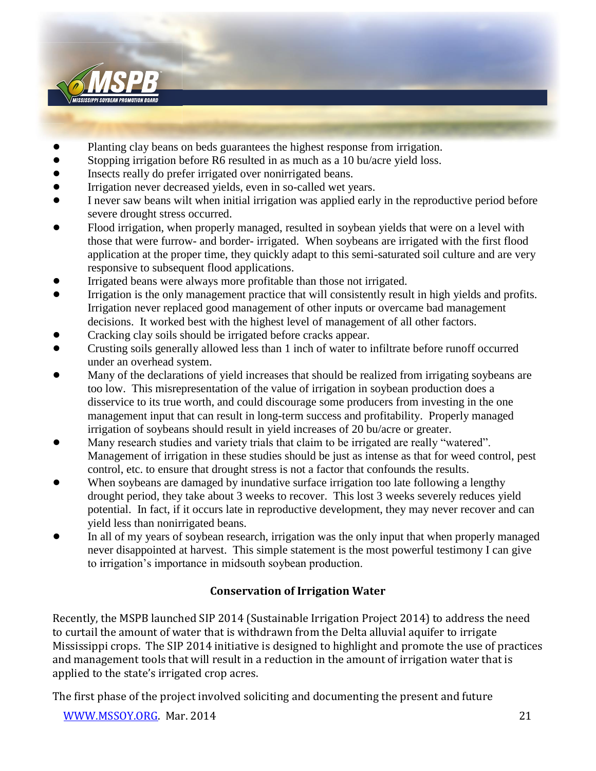- Planting clay beans on beds guarantees the highest response from irrigation.
- Stopping irrigation before R6 resulted in as much as a 10 bu/acre yield loss.
- Insects really do prefer irrigated over nonirrigated beans.
- Irrigation never decreased yields, even in so-called wet years.
- I never saw beans wilt when initial irrigation was applied early in the reproductive period before severe drought stress occurred.
- Flood irrigation, when properly managed, resulted in soybean yields that were on a level with those that were furrow- and border- irrigated. When soybeans are irrigated with the first flood application at the proper time, they quickly adapt to this semi-saturated soil culture and are very responsive to subsequent flood applications.
- Irrigated beans were always more profitable than those not irrigated.
- Irrigation is the only management practice that will consistently result in high yields and profits. Irrigation never replaced good management of other inputs or overcame bad management decisions. It worked best with the highest level of management of all other factors.
- Cracking clay soils should be irrigated before cracks appear.
- Crusting soils generally allowed less than 1 inch of water to infiltrate before runoff occurred under an overhead system.
- Many of the declarations of yield increases that should be realized from irrigating soybeans are too low. This misrepresentation of the value of irrigation in soybean production does a disservice to its true worth, and could discourage some producers from investing in the one management input that can result in long-term success and profitability. Properly managed irrigation of soybeans should result in yield increases of 20 bu/acre or greater.
- Many research studies and variety trials that claim to be irrigated are really "watered". Management of irrigation in these studies should be just as intense as that for weed control, pest control, etc. to ensure that drought stress is not a factor that confounds the results.
- When soybeans are damaged by inundative surface irrigation too late following a lengthy drought period, they take about 3 weeks to recover. This lost 3 weeks severely reduces yield potential. In fact, if it occurs late in reproductive development, they may never recover and can yield less than nonirrigated beans.
- In all of my years of soybean research, irrigation was the only input that when properly managed never disappointed at harvest. This simple statement is the most powerful testimony I can give to irrigation's importance in midsouth soybean production.

## Conservation of Irrigation Water

Recently, the MSPB launched SIP 2014 (Sustainable Irrigation Project 2014) to address the need to curtail the amount of water that is withdrawn from the Delta alluvial aquifer to irrigate Mississippi crops. The SIP 2014 initiative is designed to highlight and promote the use of practices and management tools that will result in a reduction in the amount of irrigation water that is applied to the state's irrigated crop acres.

The first phase of the project involved soliciting and documenting the present and future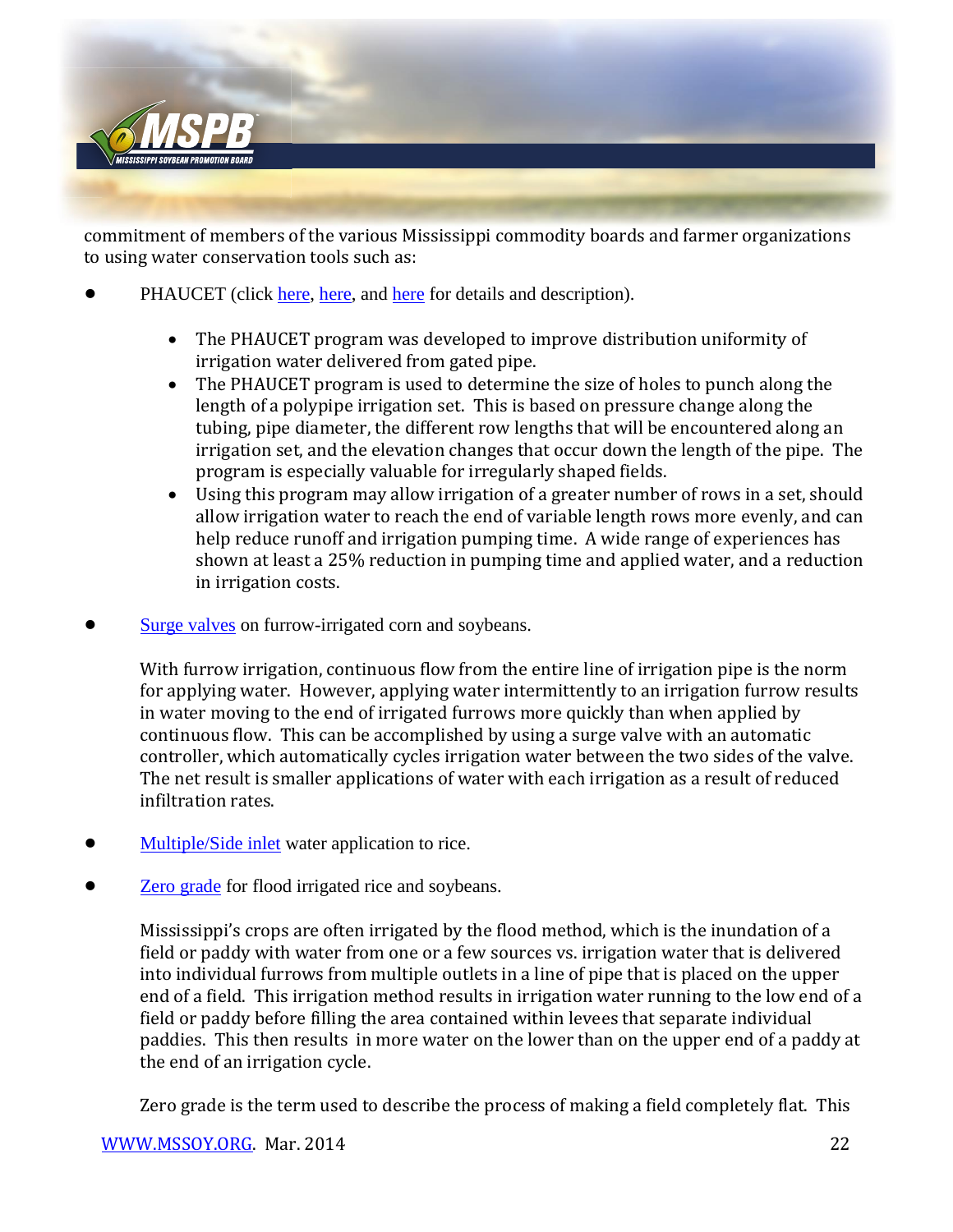commitment of members of the various Mississippi commodity boards and farmer organizations to using water conservation tools such as:

- PHAUCET (click here, here, and here for details and description).

    - The PHAUCET program was developed to improve distribution uniformity of irrigation water delivered from gated pipe.
    - The PHAUCET program is used to determine the size of holes to punch along the length of a polypipe irrigation set. This is based on pressure change along the tubing, pipe diameter, the different row lengths that will be encountered along an irrigation set, and the elevation changes that occur down the length of the pipe. The program is especially valuable for irregularly shaped fields.
    - Using this program may allow irrigation of a greater number of rows in a set, should allow irrigation water to reach the end of variable length rows more evenly, and can help reduce runoff and irrigation pumping time. A wide range of experiences has shown at least a 25% reduction in pumping time and applied water, and a reduction in irrigation costs.

- Surge valves on furrow-irrigated corn and soybeans.

    With furrow irrigation, continuous flow from the entire line of irrigation pipe is the norm for applying water. However, applying water intermittently to an irrigation furrow results in water moving to the end of irrigated furrows more quickly than when applied by continuous flow. This can be accomplished by using a surge valve with an automatic controller, which automatically cycles irrigation water between the two sides of the valve. The net result is smaller applications of water with each irrigation as a result of reduced infiltration rates.

- Multiple/Side inlet water application to rice.

- Zero grade for flood irrigated rice and soybeans.

    Mississippi's crops are often irrigated by the flood method, which is the inundation of a field or paddy with water from one or a few sources vs. irrigation water that is delivered into individual furrows from multiple outlets in a line of pipe that is placed on the upper end of a field. This irrigation method results in irrigation water running to the low end of a field or paddy before filling the area contained within levees that separate individual paddies. This then results in more water on the lower than on the upper end of a paddy at the end of an irrigation cycle.

    Zero grade is the term used to describe the process of making a field completely flat. This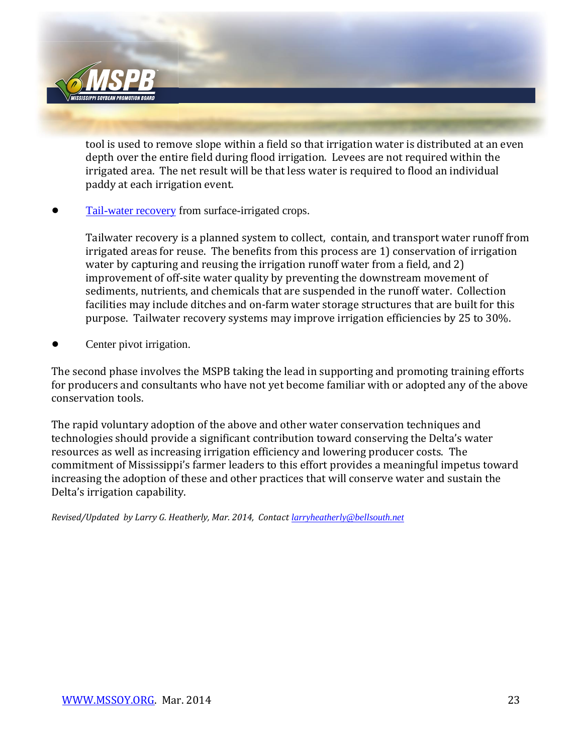tool is used to remove slope within a field so that irrigation water is distributed at an even depth over the entire field during flood irrigation. Levees are not required within the irrigated area. The net result will be that less water is required to flood an individual paddy at each irrigation event.

- Tail-water recovery from surface-irrigated crops.

  Tailwater recovery is a planned system to collect, contain, and transport water runoff from irrigated areas for reuse. The benefits from this process are 1) conservation of irrigation water by capturing and reusing the irrigation runoff water from a field, and 2) improvement of off-site water quality by preventing the downstream movement of sediments, nutrients, and chemicals that are suspended in the runoff water. Collection facilities may include ditches and on-farm water storage structures that are built for this purpose. Tailwater recovery systems may improve irrigation efficiencies by 25 to 30%.

- Center pivot irrigation.

The second phase involves the MSPB taking the lead in supporting and promoting training efforts for producers and consultants who have not yet become familiar with or adopted any of the above conservation tools.

The rapid voluntary adoption of the above and other water conservation techniques and technologies should provide a significant contribution toward conserving the Delta's water resources as well as increasing irrigation efficiency and lowering producer costs. The commitment of Mississippi's farmer leaders to this effort provides a meaningful impetus toward increasing the adoption of these and other practices that will conserve water and sustain the Delta's irrigation capability.

*Revised/Updated by Larry G. Heatherly, Mar. 2014, Contact larryheatherly@bellsouth.net*